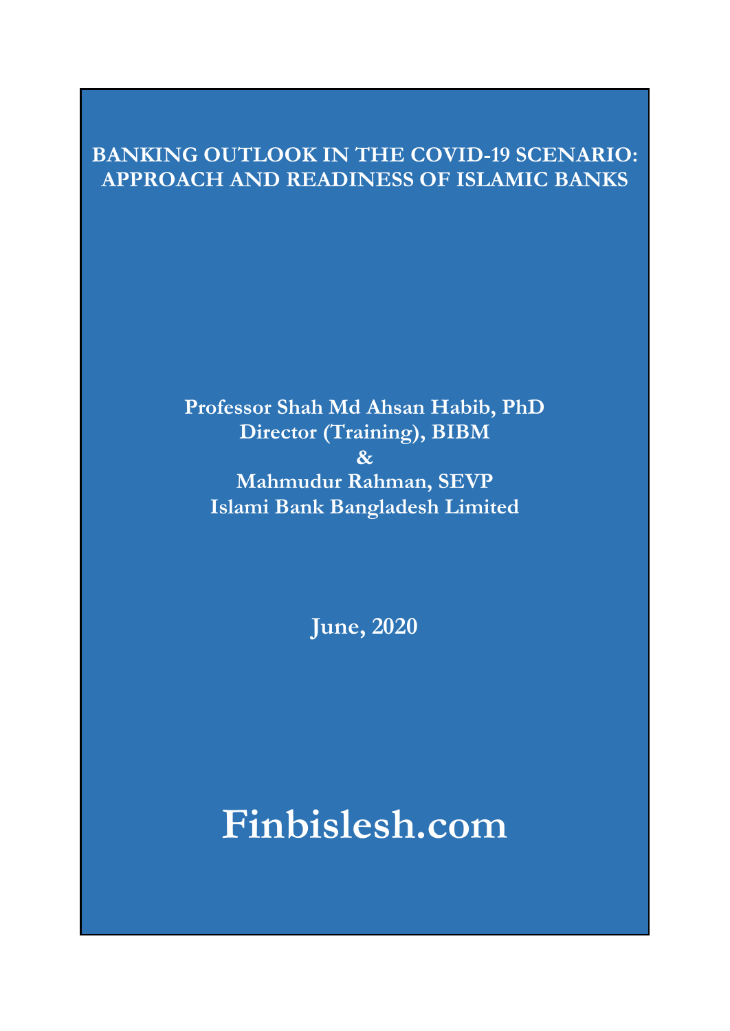# BANKING OUTLOOK IN THE COVID-19 SCENARIO: APPROACH AND READINESS OF ISLAMIC BANKS

**Professor Shah Md Ahsan Habib, PhD**
**Director (Training), BIBM**
**&**
**Mahmudur Rahman, SEVP**
**Islami Bank Bangladesh Limited**

**June, 2020**

**Finbislesh.com**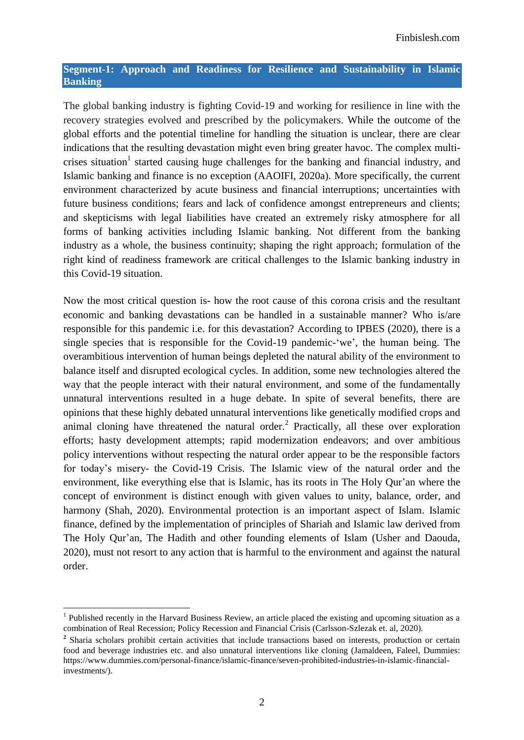## Segment-1: Approach and Readiness for Resilience and Sustainability in Islamic Banking

The global banking industry is fighting Covid-19 and working for resilience in line with the recovery strategies evolved and prescribed by the policymakers. While the outcome of the global efforts and the potential timeline for handling the situation is unclear, there are clear indications that the resulting devastation might even bring greater havoc. The complex multi-crises situation[1] started causing huge challenges for the banking and financial industry, and Islamic banking and finance is no exception (AAOIFI, 2020a). More specifically, the current environment characterized by acute business and financial interruptions; uncertainties with future business conditions; fears and lack of confidence amongst entrepreneurs and clients; and skepticisms with legal liabilities have created an extremely risky atmosphere for all forms of banking activities including Islamic banking. Not different from the banking industry as a whole, the business continuity; shaping the right approach; formulation of the right kind of readiness framework are critical challenges to the Islamic banking industry in this Covid-19 situation.

Now the most critical question is- how the root cause of this corona crisis and the resultant economic and banking devastations can be handled in a sustainable manner? Who is/are responsible for this pandemic i.e. for this devastation? According to IPBES (2020), there is a single species that is responsible for the Covid-19 pandemic-'we', the human being. The overambitious intervention of human beings depleted the natural ability of the environment to balance itself and disrupted ecological cycles. In addition, some new technologies altered the way that the people interact with their natural environment, and some of the fundamentally unnatural interventions resulted in a huge debate. In spite of several benefits, there are opinions that these highly debated unnatural interventions like genetically modified crops and animal cloning have threatened the natural order.[2] Practically, all these over exploration efforts; hasty development attempts; rapid modernization endeavors; and over ambitious policy interventions without respecting the natural order appear to be the responsible factors for today's misery- the Covid-19 Crisis. The Islamic view of the natural order and the environment, like everything else that is Islamic, has its roots in The Holy Qur'an where the concept of environment is distinct enough with given values to unity, balance, order, and harmony (Shah, 2020). Environmental protection is an important aspect of Islam. Islamic finance, defined by the implementation of principles of Shariah and Islamic law derived from The Holy Qur'an, The Hadith and other founding elements of Islam (Usher and Daouda, 2020), must not resort to any action that is harmful to the environment and against the natural order.

---

[1] Published recently in the Harvard Business Review, an article placed the existing and upcoming situation as a combination of Real Recession; Policy Recession and Financial Crisis (Carlsson-Szlezak et. al, 2020).

[2] Sharia scholars prohibit certain activities that include transactions based on interests, production or certain food and beverage industries etc. and also unnatural interventions like cloning (Jamaldeen, Faleel, Dummies: https://www.dummies.com/personal-finance/islamic-finance/seven-prohibited-industries-in-islamic-financial-investments/).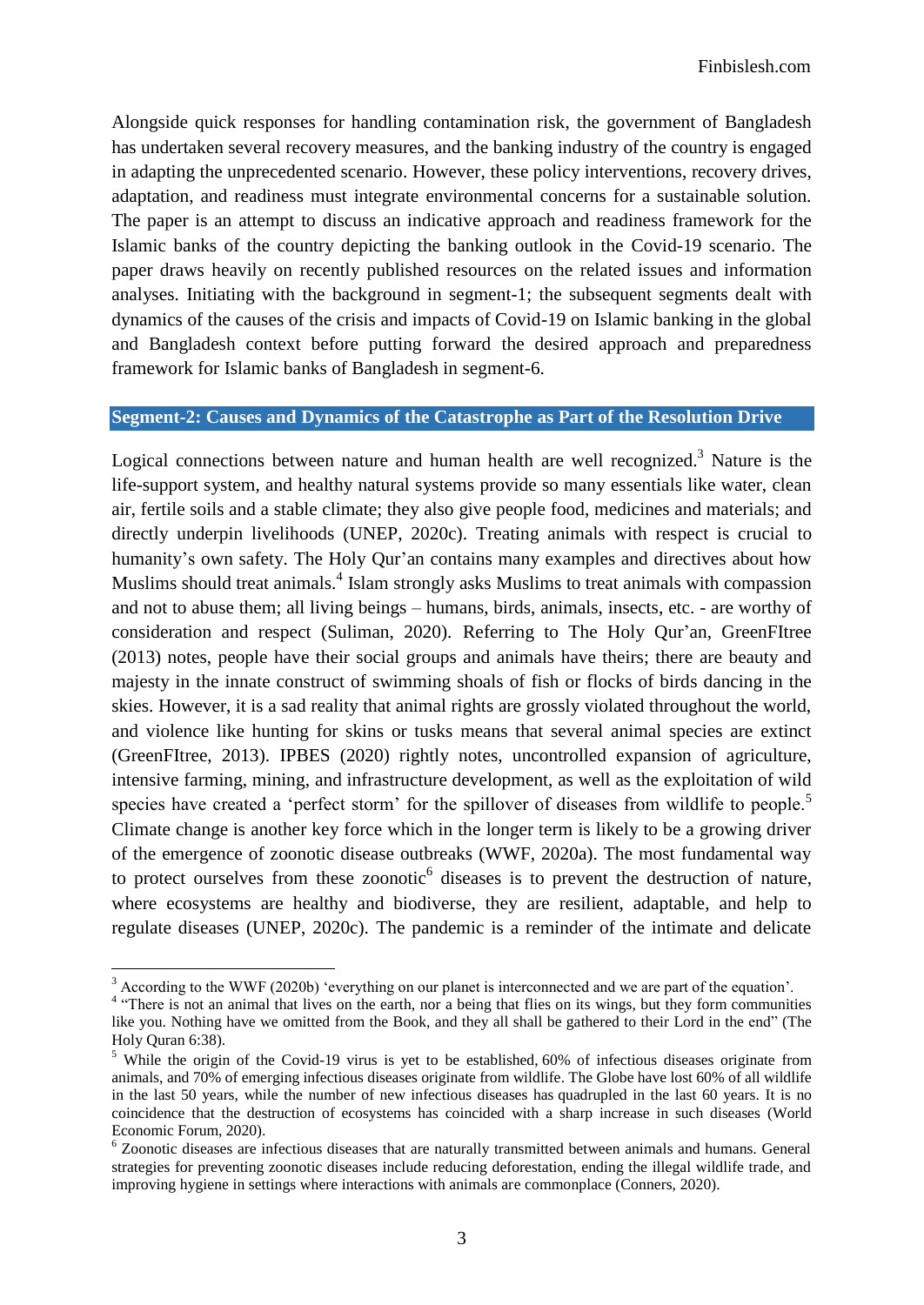Alongside quick responses for handling contamination risk, the government of Bangladesh has undertaken several recovery measures, and the banking industry of the country is engaged in adapting the unprecedented scenario. However, these policy interventions, recovery drives, adaptation, and readiness must integrate environmental concerns for a sustainable solution. The paper is an attempt to discuss an indicative approach and readiness framework for the Islamic banks of the country depicting the banking outlook in the Covid-19 scenario. The paper draws heavily on recently published resources on the related issues and information analyses. Initiating with the background in segment-1; the subsequent segments dealt with dynamics of the causes of the crisis and impacts of Covid-19 on Islamic banking in the global and Bangladesh context before putting forward the desired approach and preparedness framework for Islamic banks of Bangladesh in segment-6.

## Segment-2: Causes and Dynamics of the Catastrophe as Part of the Resolution Drive

Logical connections between nature and human health are well recognized.[3] Nature is the life-support system, and healthy natural systems provide so many essentials like water, clean air, fertile soils and a stable climate; they also give people food, medicines and materials; and directly underpin livelihoods (UNEP, 2020c). Treating animals with respect is crucial to humanity's own safety. The Holy Qur'an contains many examples and directives about how Muslims should treat animals.[4] Islam strongly asks Muslims to treat animals with compassion and not to abuse them; all living beings – humans, birds, animals, insects, etc. - are worthy of consideration and respect (Suliman, 2020). Referring to The Holy Qur'an, GreenFItree (2013) notes, people have their social groups and animals have theirs; there are beauty and majesty in the innate construct of swimming shoals of fish or flocks of birds dancing in the skies. However, it is a sad reality that animal rights are grossly violated throughout the world, and violence like hunting for skins or tusks means that several animal species are extinct (GreenFItree, 2013). IPBES (2020) rightly notes, uncontrolled expansion of agriculture, intensive farming, mining, and infrastructure development, as well as the exploitation of wild species have created a 'perfect storm' for the spillover of diseases from wildlife to people.[5] Climate change is another key force which in the longer term is likely to be a growing driver of the emergence of zoonotic disease outbreaks (WWF, 2020a). The most fundamental way to protect ourselves from these zoonotic[6] diseases is to prevent the destruction of nature, where ecosystems are healthy and biodiverse, they are resilient, adaptable, and help to regulate diseases (UNEP, 2020c). The pandemic is a reminder of the intimate and delicate

---

[3] According to the WWF (2020b) 'everything on our planet is interconnected and we are part of the equation'.

[4] "There is not an animal that lives on the earth, nor a being that flies on its wings, but they form communities like you. Nothing have we omitted from the Book, and they all shall be gathered to their Lord in the end" (The Holy Quran 6:38).

[5] While the origin of the Covid-19 virus is yet to be established, 60% of infectious diseases originate from animals, and 70% of emerging infectious diseases originate from wildlife. The Globe have lost 60% of all wildlife in the last 50 years, while the number of new infectious diseases has quadrupled in the last 60 years. It is no coincidence that the destruction of ecosystems has coincided with a sharp increase in such diseases (World Economic Forum, 2020).

[6] Zoonotic diseases are infectious diseases that are naturally transmitted between animals and humans. General strategies for preventing zoonotic diseases include reducing deforestation, ending the illegal wildlife trade, and improving hygiene in settings where interactions with animals are commonplace (Conners, 2020).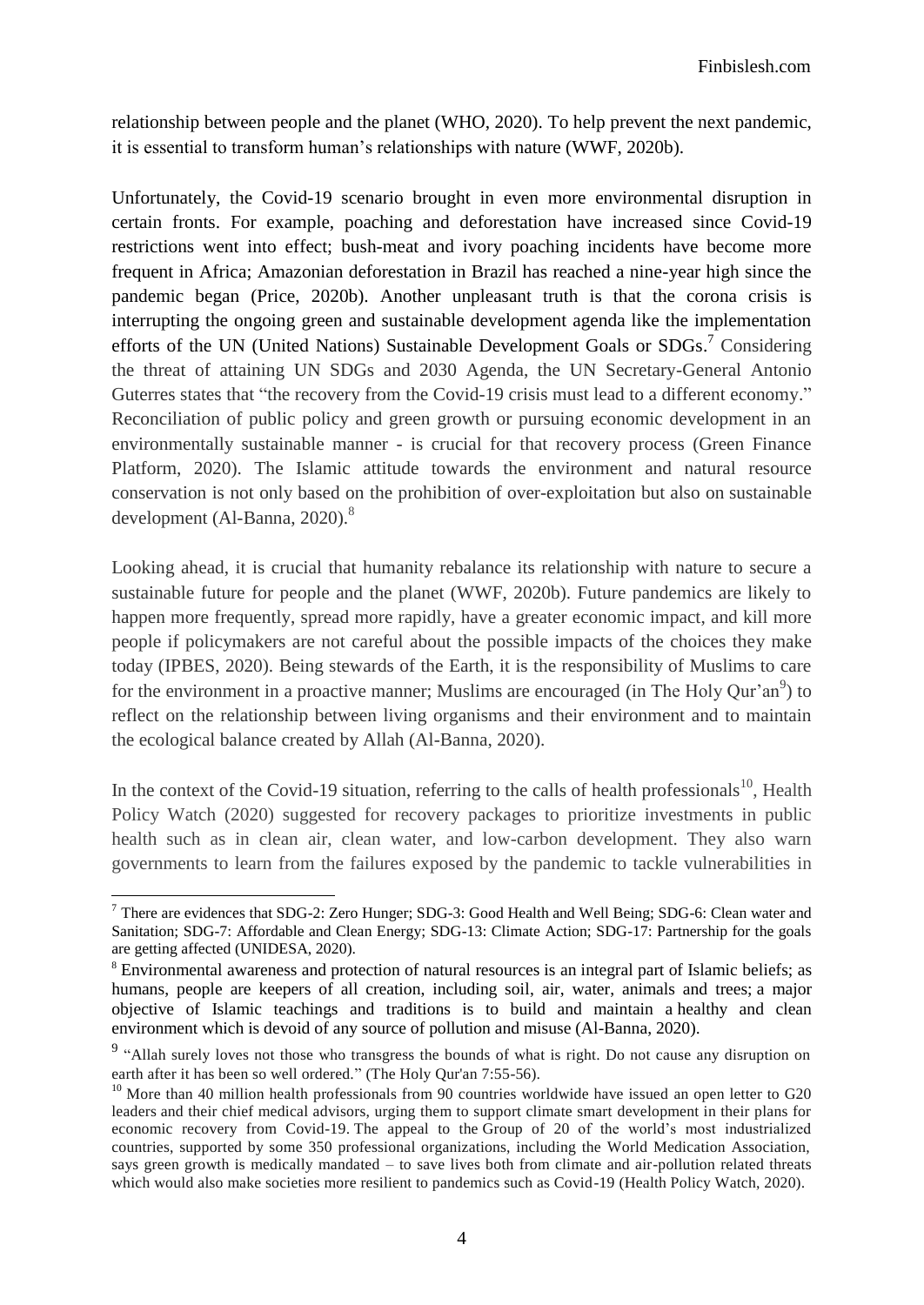relationship between people and the planet (WHO, 2020). To help prevent the next pandemic, it is essential to transform human's relationships with nature (WWF, 2020b).

Unfortunately, the Covid-19 scenario brought in even more environmental disruption in certain fronts. For example, poaching and deforestation have increased since Covid-19 restrictions went into effect; bush-meat and ivory poaching incidents have become more frequent in Africa; Amazonian deforestation in Brazil has reached a nine-year high since the pandemic began (Price, 2020b). Another unpleasant truth is that the corona crisis is interrupting the ongoing green and sustainable development agenda like the implementation efforts of the UN (United Nations) Sustainable Development Goals or SDGs.[7] Considering the threat of attaining UN SDGs and 2030 Agenda, the UN Secretary-General Antonio Guterres states that "the recovery from the Covid-19 crisis must lead to a different economy." Reconciliation of public policy and green growth or pursuing economic development in an environmentally sustainable manner - is crucial for that recovery process (Green Finance Platform, 2020). The Islamic attitude towards the environment and natural resource conservation is not only based on the prohibition of over-exploitation but also on sustainable development (Al-Banna, 2020).[8]

Looking ahead, it is crucial that humanity rebalance its relationship with nature to secure a sustainable future for people and the planet (WWF, 2020b). Future pandemics are likely to happen more frequently, spread more rapidly, have a greater economic impact, and kill more people if policymakers are not careful about the possible impacts of the choices they make today (IPBES, 2020). Being stewards of the Earth, it is the responsibility of Muslims to care for the environment in a proactive manner; Muslims are encouraged (in The Holy Qur'an[9]) to reflect on the relationship between living organisms and their environment and to maintain the ecological balance created by Allah (Al-Banna, 2020).

In the context of the Covid-19 situation, referring to the calls of health professionals[10], Health Policy Watch (2020) suggested for recovery packages to prioritize investments in public health such as in clean air, clean water, and low-carbon development. They also warn governments to learn from the failures exposed by the pandemic to tackle vulnerabilities in

---

[7] There are evidences that SDG-2: Zero Hunger; SDG-3: Good Health and Well Being; SDG-6: Clean water and Sanitation; SDG-7: Affordable and Clean Energy; SDG-13: Climate Action; SDG-17: Partnership for the goals are getting affected (UNIDESA, 2020).

[8] Environmental awareness and protection of natural resources is an integral part of Islamic beliefs; as humans, people are keepers of all creation, including soil, air, water, animals and trees; a major objective of Islamic teachings and traditions is to build and maintain a healthy and clean environment which is devoid of any source of pollution and misuse (Al-Banna, 2020).

[9] "Allah surely loves not those who transgress the bounds of what is right. Do not cause any disruption on earth after it has been so well ordered." (The Holy Qur'an 7:55-56).

[10] More than 40 million health professionals from 90 countries worldwide have issued an open letter to G20 leaders and their chief medical advisors, urging them to support climate smart development in their plans for economic recovery from Covid-19. The appeal to the Group of 20 of the world's most industrialized countries, supported by some 350 professional organizations, including the World Medication Association, says green growth is medically mandated – to save lives both from climate and air-pollution related threats which would also make societies more resilient to pandemics such as Covid-19 (Health Policy Watch, 2020).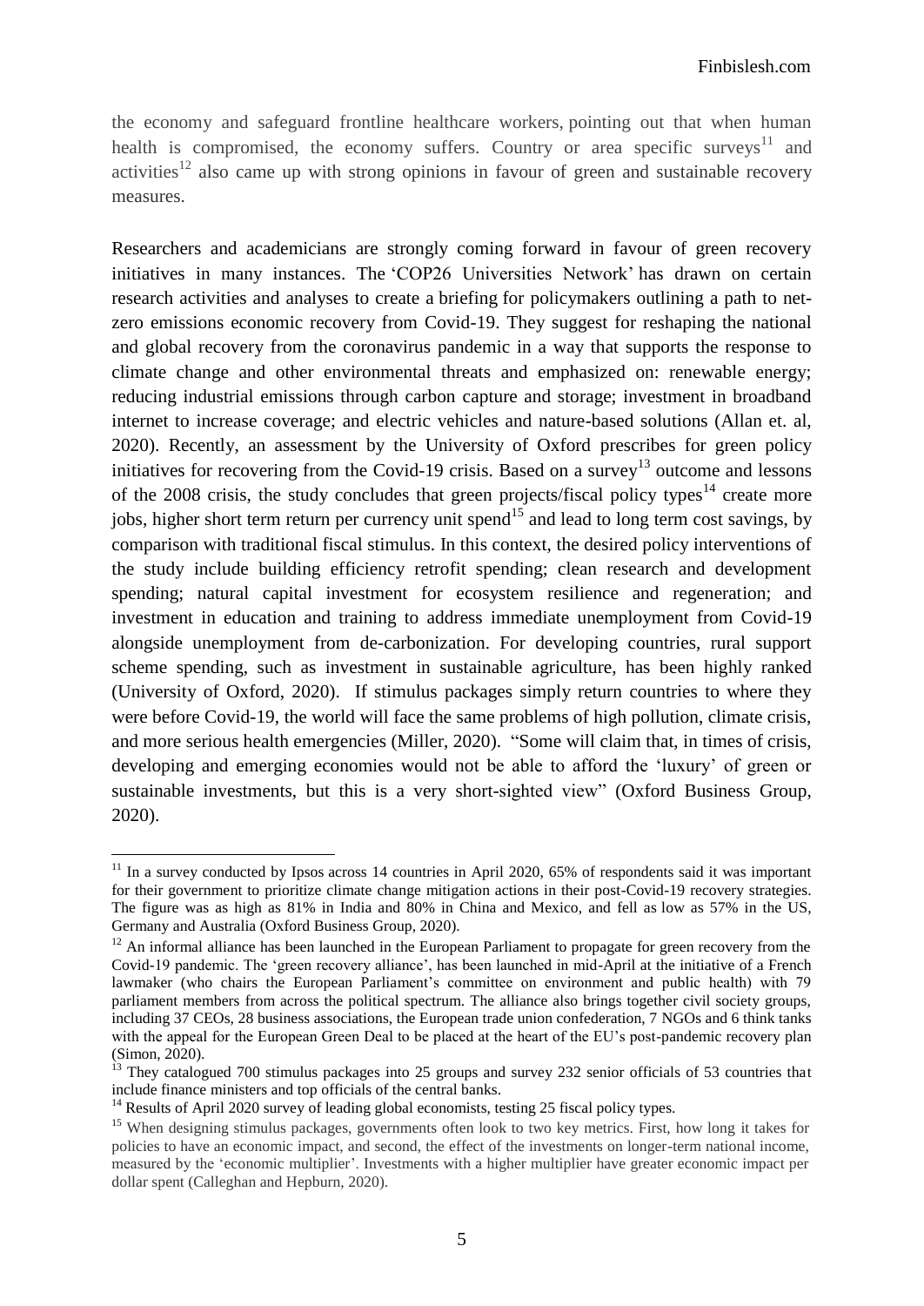the economy and safeguard frontline healthcare workers, pointing out that when human health is compromised, the economy suffers. Country or area specific surveys[11] and activities[12] also came up with strong opinions in favour of green and sustainable recovery measures.

Researchers and academicians are strongly coming forward in favour of green recovery initiatives in many instances. The 'COP26 Universities Network' has drawn on certain research activities and analyses to create a briefing for policymakers outlining a path to net-zero emissions economic recovery from Covid-19. They suggest for reshaping the national and global recovery from the coronavirus pandemic in a way that supports the response to climate change and other environmental threats and emphasized on: renewable energy; reducing industrial emissions through carbon capture and storage; investment in broadband internet to increase coverage; and electric vehicles and nature-based solutions (Allan et. al, 2020). Recently, an assessment by the University of Oxford prescribes for green policy initiatives for recovering from the Covid-19 crisis. Based on a survey[13] outcome and lessons of the 2008 crisis, the study concludes that green projects/fiscal policy types[14] create more jobs, higher short term return per currency unit spend[15] and lead to long term cost savings, by comparison with traditional fiscal stimulus. In this context, the desired policy interventions of the study include building efficiency retrofit spending; clean research and development spending; natural capital investment for ecosystem resilience and regeneration; and investment in education and training to address immediate unemployment from Covid-19 alongside unemployment from de-carbonization. For developing countries, rural support scheme spending, such as investment in sustainable agriculture, has been highly ranked (University of Oxford, 2020). If stimulus packages simply return countries to where they were before Covid-19, the world will face the same problems of high pollution, climate crisis, and more serious health emergencies (Miller, 2020). "Some will claim that, in times of crisis, developing and emerging economies would not be able to afford the 'luxury' of green or sustainable investments, but this is a very short-sighted view" (Oxford Business Group, 2020).

---

[11] In a survey conducted by Ipsos across 14 countries in April 2020, 65% of respondents said it was important for their government to prioritize climate change mitigation actions in their post-Covid-19 recovery strategies. The figure was as high as 81% in India and 80% in China and Mexico, and fell as low as 57% in the US, Germany and Australia (Oxford Business Group, 2020).

[12] An informal alliance has been launched in the European Parliament to propagate for green recovery from the Covid-19 pandemic. The 'green recovery alliance', has been launched in mid-April at the initiative of a French lawmaker (who chairs the European Parliament's committee on environment and public health) with 79 parliament members from across the political spectrum. The alliance also brings together civil society groups, including 37 CEOs, 28 business associations, the European trade union confederation, 7 NGOs and 6 think tanks with the appeal for the European Green Deal to be placed at the heart of the EU's post-pandemic recovery plan (Simon, 2020).

[13] They catalogued 700 stimulus packages into 25 groups and survey 232 senior officials of 53 countries that include finance ministers and top officials of the central banks.

[14] Results of April 2020 survey of leading global economists, testing 25 fiscal policy types.

[15] When designing stimulus packages, governments often look to two key metrics. First, how long it takes for policies to have an economic impact, and second, the effect of the investments on longer-term national income, measured by the 'economic multiplier'. Investments with a higher multiplier have greater economic impact per dollar spent (Calleghan and Hepburn, 2020).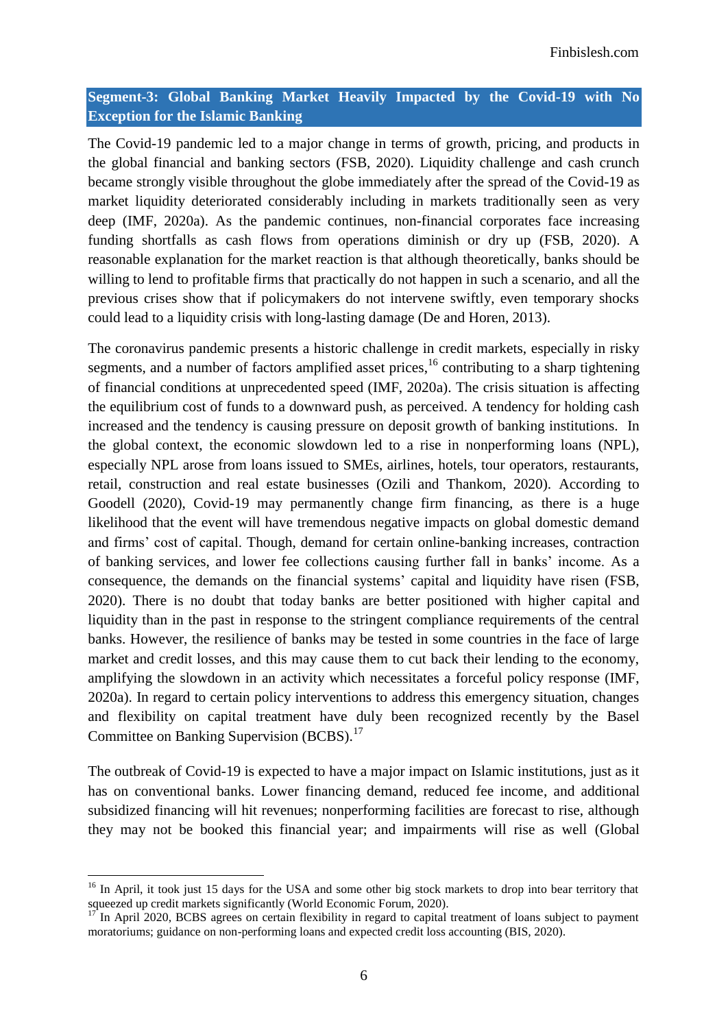## Segment-3: Global Banking Market Heavily Impacted by the Covid-19 with No Exception for the Islamic Banking

The Covid-19 pandemic led to a major change in terms of growth, pricing, and products in the global financial and banking sectors (FSB, 2020). Liquidity challenge and cash crunch became strongly visible throughout the globe immediately after the spread of the Covid-19 as market liquidity deteriorated considerably including in markets traditionally seen as very deep (IMF, 2020a). As the pandemic continues, non-financial corporates face increasing funding shortfalls as cash flows from operations diminish or dry up (FSB, 2020). A reasonable explanation for the market reaction is that although theoretically, banks should be willing to lend to profitable firms that practically do not happen in such a scenario, and all the previous crises show that if policymakers do not intervene swiftly, even temporary shocks could lead to a liquidity crisis with long-lasting damage (De and Horen, 2013).

The coronavirus pandemic presents a historic challenge in credit markets, especially in risky segments, and a number of factors amplified asset prices,[16] contributing to a sharp tightening of financial conditions at unprecedented speed (IMF, 2020a). The crisis situation is affecting the equilibrium cost of funds to a downward push, as perceived. A tendency for holding cash increased and the tendency is causing pressure on deposit growth of banking institutions. In the global context, the economic slowdown led to a rise in nonperforming loans (NPL), especially NPL arose from loans issued to SMEs, airlines, hotels, tour operators, restaurants, retail, construction and real estate businesses (Ozili and Thankom, 2020). According to Goodell (2020), Covid-19 may permanently change firm financing, as there is a huge likelihood that the event will have tremendous negative impacts on global domestic demand and firms' cost of capital. Though, demand for certain online-banking increases, contraction of banking services, and lower fee collections causing further fall in banks' income. As a consequence, the demands on the financial systems' capital and liquidity have risen (FSB, 2020). There is no doubt that today banks are better positioned with higher capital and liquidity than in the past in response to the stringent compliance requirements of the central banks. However, the resilience of banks may be tested in some countries in the face of large market and credit losses, and this may cause them to cut back their lending to the economy, amplifying the slowdown in an activity which necessitates a forceful policy response (IMF, 2020a). In regard to certain policy interventions to address this emergency situation, changes and flexibility on capital treatment have duly been recognized recently by the Basel Committee on Banking Supervision (BCBS).[17]

The outbreak of Covid-19 is expected to have a major impact on Islamic institutions, just as it has on conventional banks. Lower financing demand, reduced fee income, and additional subsidized financing will hit revenues; nonperforming facilities are forecast to rise, although they may not be booked this financial year; and impairments will rise as well (Global

---

[16] In April, it took just 15 days for the USA and some other big stock markets to drop into bear territory that squeezed up credit markets significantly (World Economic Forum, 2020).

[17] In April 2020, BCBS agrees on certain flexibility in regard to capital treatment of loans subject to payment moratoriums; guidance on non-performing loans and expected credit loss accounting (BIS, 2020).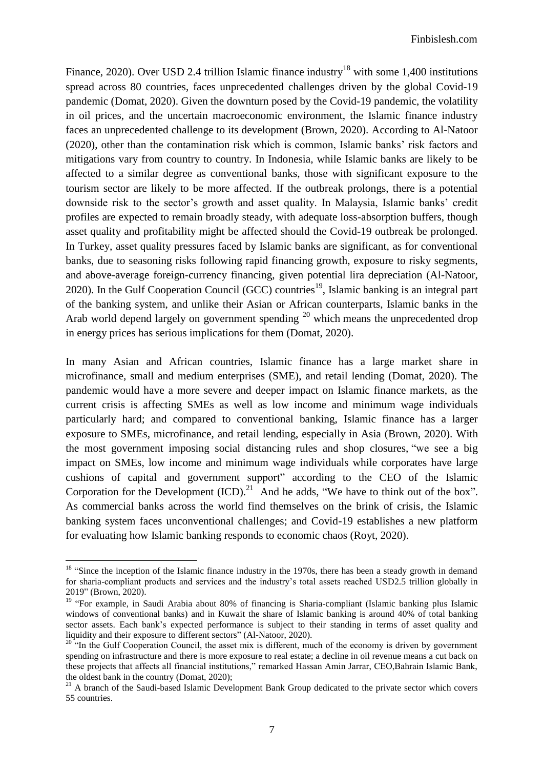Finance, 2020). Over USD 2.4 trillion Islamic finance industry[18] with some 1,400 institutions spread across 80 countries, faces unprecedented challenges driven by the global Covid-19 pandemic (Domat, 2020). Given the downturn posed by the Covid-19 pandemic, the volatility in oil prices, and the uncertain macroeconomic environment, the Islamic finance industry faces an unprecedented challenge to its development (Brown, 2020). According to Al-Natoor (2020), other than the contamination risk which is common, Islamic banks' risk factors and mitigations vary from country to country. In Indonesia, while Islamic banks are likely to be affected to a similar degree as conventional banks, those with significant exposure to the tourism sector are likely to be more affected. If the outbreak prolongs, there is a potential downside risk to the sector's growth and asset quality. In Malaysia, Islamic banks' credit profiles are expected to remain broadly steady, with adequate loss-absorption buffers, though asset quality and profitability might be affected should the Covid-19 outbreak be prolonged. In Turkey, asset quality pressures faced by Islamic banks are significant, as for conventional banks, due to seasoning risks following rapid financing growth, exposure to risky segments, and above-average foreign-currency financing, given potential lira depreciation (Al-Natoor, 2020). In the Gulf Cooperation Council (GCC) countries[19], Islamic banking is an integral part of the banking system, and unlike their Asian or African counterparts, Islamic banks in the Arab world depend largely on government spending [20] which means the unprecedented drop in energy prices has serious implications for them (Domat, 2020).

In many Asian and African countries, Islamic finance has a large market share in microfinance, small and medium enterprises (SME), and retail lending (Domat, 2020). The pandemic would have a more severe and deeper impact on Islamic finance markets, as the current crisis is affecting SMEs as well as low income and minimum wage individuals particularly hard; and compared to conventional banking, Islamic finance has a larger exposure to SMEs, microfinance, and retail lending, especially in Asia (Brown, 2020). With the most government imposing social distancing rules and shop closures, "we see a big impact on SMEs, low income and minimum wage individuals while corporates have large cushions of capital and government support" according to the CEO of the Islamic Corporation for the Development (ICD).[21] And he adds, "We have to think out of the box". As commercial banks across the world find themselves on the brink of crisis, the Islamic banking system faces unconventional challenges; and Covid-19 establishes a new platform for evaluating how Islamic banking responds to economic chaos (Royt, 2020).

---

[18] "Since the inception of the Islamic finance industry in the 1970s, there has been a steady growth in demand for sharia-compliant products and services and the industry's total assets reached USD2.5 trillion globally in 2019" (Brown, 2020).

[19] "For example, in Saudi Arabia about 80% of financing is Sharia-compliant (Islamic banking plus Islamic windows of conventional banks) and in Kuwait the share of Islamic banking is around 40% of total banking sector assets. Each bank's expected performance is subject to their standing in terms of asset quality and liquidity and their exposure to different sectors" (Al-Natoor, 2020).

[20] "In the Gulf Cooperation Council, the asset mix is different, much of the economy is driven by government spending on infrastructure and there is more exposure to real estate; a decline in oil revenue means a cut back on these projects that affects all financial institutions," remarked Hassan Amin Jarrar, CEO,Bahrain Islamic Bank, the oldest bank in the country (Domat, 2020);

[21] A branch of the Saudi-based Islamic Development Bank Group dedicated to the private sector which covers 55 countries.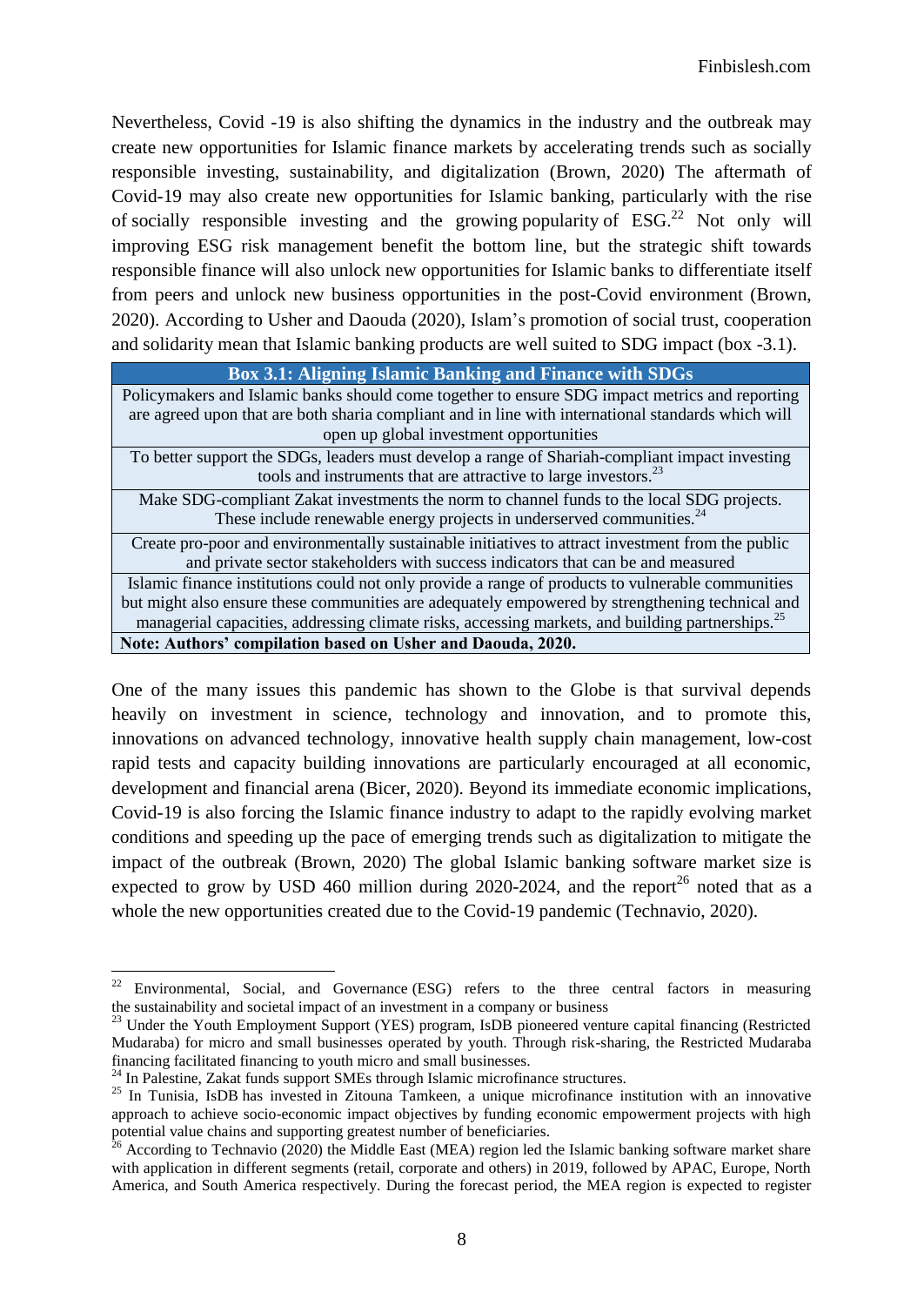Nevertheless, Covid -19 is also shifting the dynamics in the industry and the outbreak may create new opportunities for Islamic finance markets by accelerating trends such as socially responsible investing, sustainability, and digitalization (Brown, 2020) The aftermath of Covid-19 may also create new opportunities for Islamic banking, particularly with the rise of socially responsible investing and the growing popularity of ESG.[22] Not only will improving ESG risk management benefit the bottom line, but the strategic shift towards responsible finance will also unlock new opportunities for Islamic banks to differentiate itself from peers and unlock new business opportunities in the post-Covid environment (Brown, 2020). According to Usher and Daouda (2020), Islam's promotion of social trust, cooperation and solidarity mean that Islamic banking products are well suited to SDG impact (box -3.1).

| **Box 3.1: Aligning Islamic Banking and Finance with SDGs** |
| --- |
| Policymakers and Islamic banks should come together to ensure SDG impact metrics and reporting are agreed upon that are both sharia compliant and in line with international standards which will open up global investment opportunities |
| To better support the SDGs, leaders must develop a range of Shariah-compliant impact investing tools and instruments that are attractive to large investors.[23] |
| Make SDG-compliant Zakat investments the norm to channel funds to the local SDG projects. These include renewable energy projects in underserved communities.[24] |
| Create pro-poor and environmentally sustainable initiatives to attract investment from the public and private sector stakeholders with success indicators that can be and measured |
| Islamic finance institutions could not only provide a range of products to vulnerable communities but might also ensure these communities are adequately empowered by strengthening technical and managerial capacities, addressing climate risks, accessing markets, and building partnerships.[25] |
| **Note: Authors' compilation based on Usher and Daouda, 2020.** |

One of the many issues this pandemic has shown to the Globe is that survival depends heavily on investment in science, technology and innovation, and to promote this, innovations on advanced technology, innovative health supply chain management, low-cost rapid tests and capacity building innovations are particularly encouraged at all economic, development and financial arena (Bicer, 2020). Beyond its immediate economic implications, Covid-19 is also forcing the Islamic finance industry to adapt to the rapidly evolving market conditions and speeding up the pace of emerging trends such as digitalization to mitigate the impact of the outbreak (Brown, 2020) The global Islamic banking software market size is expected to grow by USD 460 million during 2020-2024, and the report[26] noted that as a whole the new opportunities created due to the Covid-19 pandemic (Technavio, 2020).

---

[22] Environmental, Social, and Governance (ESG) refers to the three central factors in measuring the sustainability and societal impact of an investment in a company or business

[23] Under the Youth Employment Support (YES) program, IsDB pioneered venture capital financing (Restricted Mudaraba) for micro and small businesses operated by youth. Through risk-sharing, the Restricted Mudaraba financing facilitated financing to youth micro and small businesses.

[24] In Palestine, Zakat funds support SMEs through Islamic microfinance structures.

[25] In Tunisia, IsDB has invested in Zitouna Tamkeen, a unique microfinance institution with an innovative approach to achieve socio-economic impact objectives by funding economic empowerment projects with high potential value chains and supporting greatest number of beneficiaries.

[26] According to Technavio (2020) the Middle East (MEA) region led the Islamic banking software market share with application in different segments (retail, corporate and others) in 2019, followed by APAC, Europe, North America, and South America respectively. During the forecast period, the MEA region is expected to register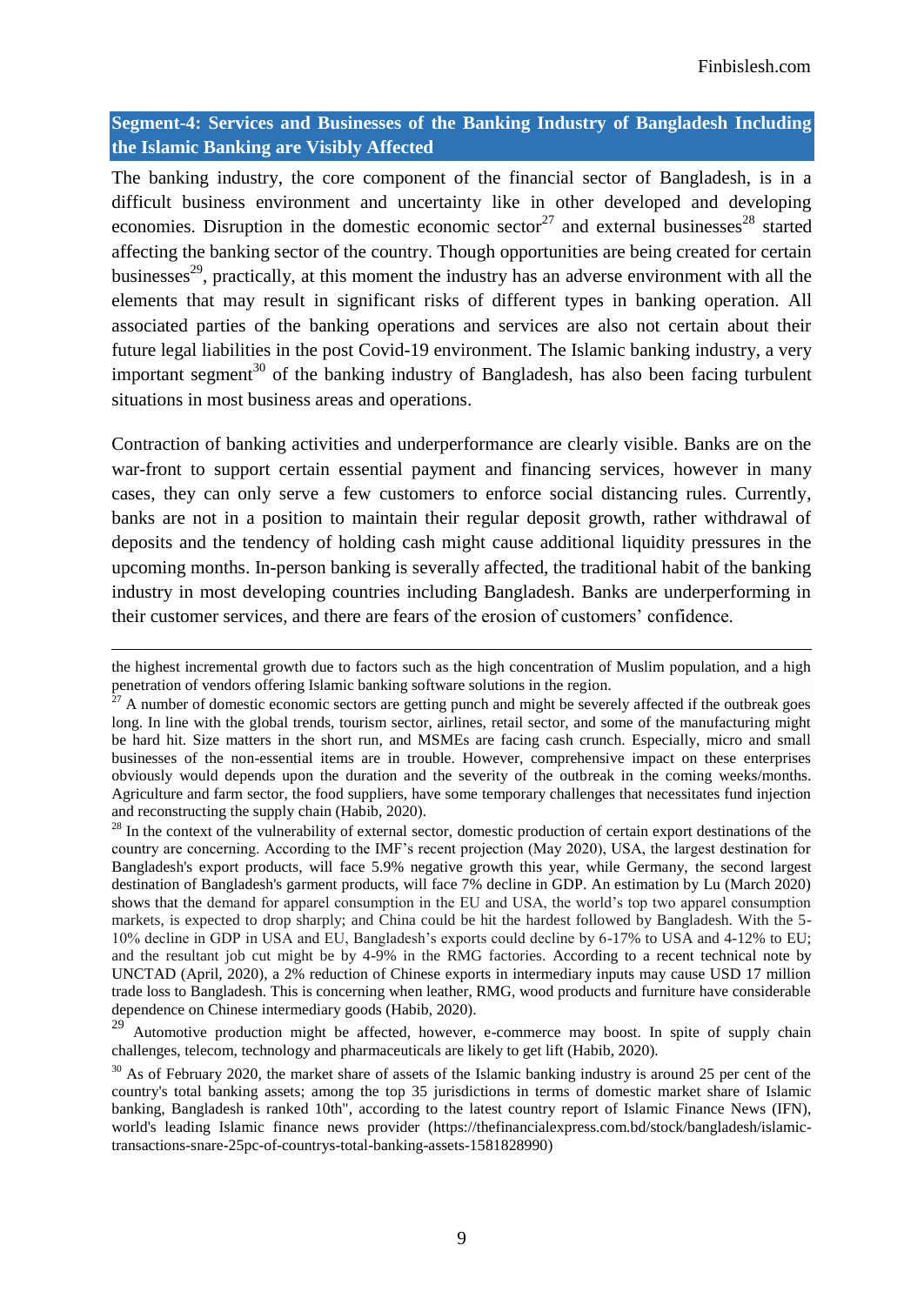## Segment-4: Services and Businesses of the Banking Industry of Bangladesh Including the Islamic Banking are Visibly Affected

The banking industry, the core component of the financial sector of Bangladesh, is in a difficult business environment and uncertainty like in other developed and developing economies. Disruption in the domestic economic sector[27] and external businesses[28] started affecting the banking sector of the country. Though opportunities are being created for certain businesses[29], practically, at this moment the industry has an adverse environment with all the elements that may result in significant risks of different types in banking operation. All associated parties of the banking operations and services are also not certain about their future legal liabilities in the post Covid-19 environment. The Islamic banking industry, a very important segment[30] of the banking industry of Bangladesh, has also been facing turbulent situations in most business areas and operations.

Contraction of banking activities and underperformance are clearly visible. Banks are on the war-front to support certain essential payment and financing services, however in many cases, they can only serve a few customers to enforce social distancing rules. Currently, banks are not in a position to maintain their regular deposit growth, rather withdrawal of deposits and the tendency of holding cash might cause additional liquidity pressures in the upcoming months. In-person banking is severally affected, the traditional habit of the banking industry in most developing countries including Bangladesh. Banks are underperforming in their customer services, and there are fears of the erosion of customers' confidence.

---

the highest incremental growth due to factors such as the high concentration of Muslim population, and a high penetration of vendors offering Islamic banking software solutions in the region.

[27] A number of domestic economic sectors are getting punch and might be severely affected if the outbreak goes long. In line with the global trends, tourism sector, airlines, retail sector, and some of the manufacturing might be hard hit. Size matters in the short run, and MSMEs are facing cash crunch. Especially, micro and small businesses of the non-essential items are in trouble. However, comprehensive impact on these enterprises obviously would depends upon the duration and the severity of the outbreak in the coming weeks/months. Agriculture and farm sector, the food suppliers, have some temporary challenges that necessitates fund injection and reconstructing the supply chain (Habib, 2020).

[28] In the context of the vulnerability of external sector, domestic production of certain export destinations of the country are concerning. According to the IMF's recent projection (May 2020), USA, the largest destination for Bangladesh's export products, will face 5.9% negative growth this year, while Germany, the second largest destination of Bangladesh's garment products, will face 7% decline in GDP. An estimation by Lu (March 2020) shows that the demand for apparel consumption in the EU and USA, the world's top two apparel consumption markets, is expected to drop sharply; and China could be hit the hardest followed by Bangladesh. With the 5-10% decline in GDP in USA and EU, Bangladesh's exports could decline by 6-17% to USA and 4-12% to EU; and the resultant job cut might be by 4-9% in the RMG factories. According to a recent technical note by UNCTAD (April, 2020), a 2% reduction of Chinese exports in intermediary inputs may cause USD 17 million trade loss to Bangladesh. This is concerning when leather, RMG, wood products and furniture have considerable dependence on Chinese intermediary goods (Habib, 2020).

[29] Automotive production might be affected, however, e-commerce may boost. In spite of supply chain challenges, telecom, technology and pharmaceuticals are likely to get lift (Habib, 2020).

[30] As of February 2020, the market share of assets of the Islamic banking industry is around 25 per cent of the country's total banking assets; among the top 35 jurisdictions in terms of domestic market share of Islamic banking, Bangladesh is ranked 10th", according to the latest country report of Islamic Finance News (IFN), world's leading Islamic finance news provider (https://thefinancialexpress.com.bd/stock/bangladesh/islamic-transactions-snare-25pc-of-countrys-total-banking-assets-1581828990)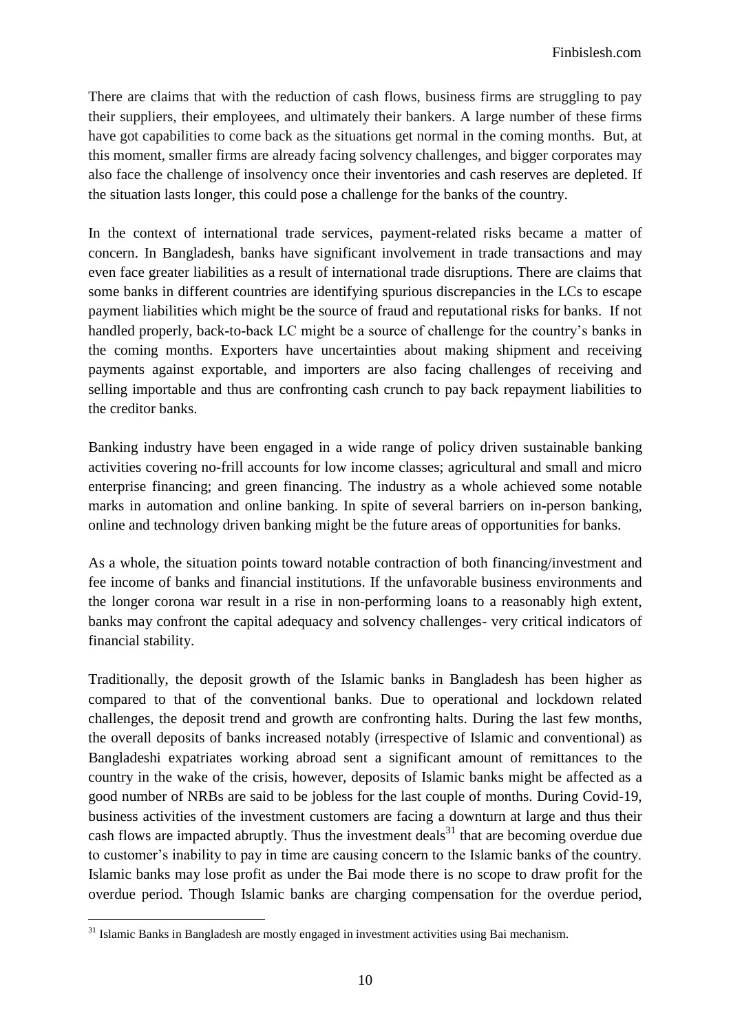There are claims that with the reduction of cash flows, business firms are struggling to pay their suppliers, their employees, and ultimately their bankers. A large number of these firms have got capabilities to come back as the situations get normal in the coming months. But, at this moment, smaller firms are already facing solvency challenges, and bigger corporates may also face the challenge of insolvency once their inventories and cash reserves are depleted. If the situation lasts longer, this could pose a challenge for the banks of the country.

In the context of international trade services, payment-related risks became a matter of concern. In Bangladesh, banks have significant involvement in trade transactions and may even face greater liabilities as a result of international trade disruptions. There are claims that some banks in different countries are identifying spurious discrepancies in the LCs to escape payment liabilities which might be the source of fraud and reputational risks for banks. If not handled properly, back-to-back LC might be a source of challenge for the country's banks in the coming months. Exporters have uncertainties about making shipment and receiving payments against exportable, and importers are also facing challenges of receiving and selling importable and thus are confronting cash crunch to pay back repayment liabilities to the creditor banks.

Banking industry have been engaged in a wide range of policy driven sustainable banking activities covering no-frill accounts for low income classes; agricultural and small and micro enterprise financing; and green financing. The industry as a whole achieved some notable marks in automation and online banking. In spite of several barriers on in-person banking, online and technology driven banking might be the future areas of opportunities for banks.

As a whole, the situation points toward notable contraction of both financing/investment and fee income of banks and financial institutions. If the unfavorable business environments and the longer corona war result in a rise in non-performing loans to a reasonably high extent, banks may confront the capital adequacy and solvency challenges- very critical indicators of financial stability.

Traditionally, the deposit growth of the Islamic banks in Bangladesh has been higher as compared to that of the conventional banks. Due to operational and lockdown related challenges, the deposit trend and growth are confronting halts. During the last few months, the overall deposits of banks increased notably (irrespective of Islamic and conventional) as Bangladeshi expatriates working abroad sent a significant amount of remittances to the country in the wake of the crisis, however, deposits of Islamic banks might be affected as a good number of NRBs are said to be jobless for the last couple of months. During Covid-19, business activities of the investment customers are facing a downturn at large and thus their cash flows are impacted abruptly. Thus the investment deals[31] that are becoming overdue due to customer's inability to pay in time are causing concern to the Islamic banks of the country. Islamic banks may lose profit as under the Bai mode there is no scope to draw profit for the overdue period. Though Islamic banks are charging compensation for the overdue period,

[31] Islamic Banks in Bangladesh are mostly engaged in investment activities using Bai mechanism.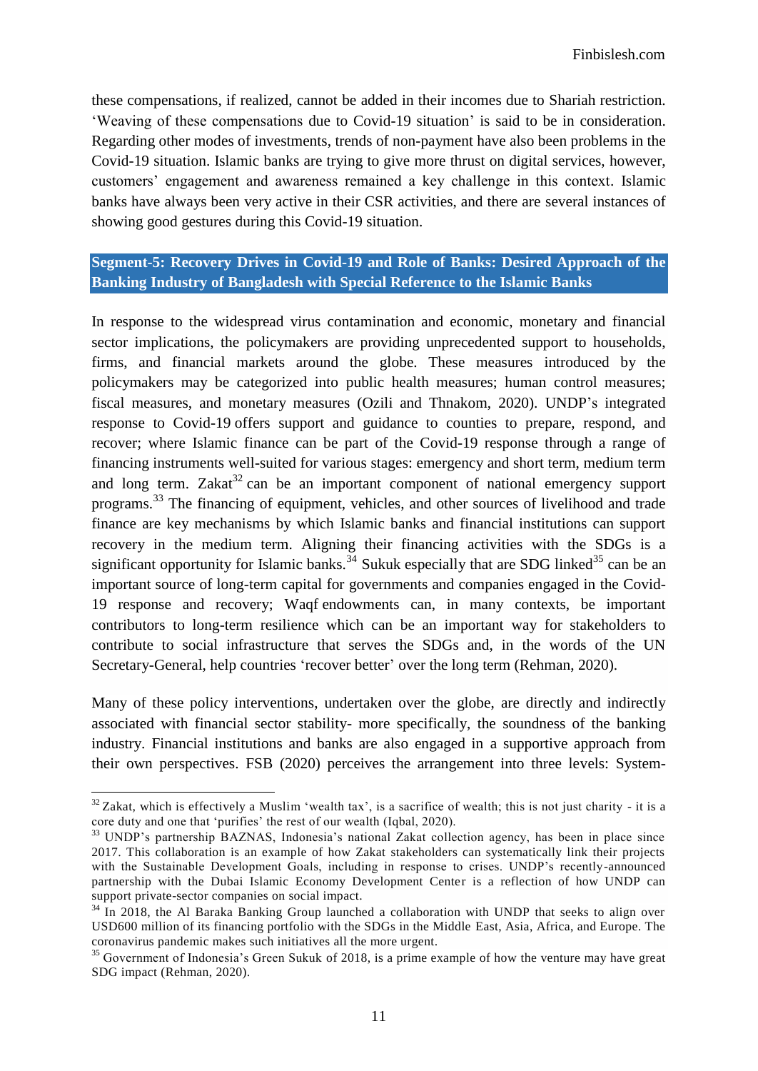these compensations, if realized, cannot be added in their incomes due to Shariah restriction. 'Weaving of these compensations due to Covid-19 situation' is said to be in consideration. Regarding other modes of investments, trends of non-payment have also been problems in the Covid-19 situation. Islamic banks are trying to give more thrust on digital services, however, customers' engagement and awareness remained a key challenge in this context. Islamic banks have always been very active in their CSR activities, and there are several instances of showing good gestures during this Covid-19 situation.

## Segment-5: Recovery Drives in Covid-19 and Role of Banks: Desired Approach of the Banking Industry of Bangladesh with Special Reference to the Islamic Banks

In response to the widespread virus contamination and economic, monetary and financial sector implications, the policymakers are providing unprecedented support to households, firms, and financial markets around the globe. These measures introduced by the policymakers may be categorized into public health measures; human control measures; fiscal measures, and monetary measures (Ozili and Thnakom, 2020). UNDP's integrated response to Covid-19 offers support and guidance to counties to prepare, respond, and recover; where Islamic finance can be part of the Covid-19 response through a range of financing instruments well-suited for various stages: emergency and short term, medium term and long term. Zakat[32] can be an important component of national emergency support programs.[33] The financing of equipment, vehicles, and other sources of livelihood and trade finance are key mechanisms by which Islamic banks and financial institutions can support recovery in the medium term. Aligning their financing activities with the SDGs is a significant opportunity for Islamic banks.[34] Sukuk especially that are SDG linked[35] can be an important source of long-term capital for governments and companies engaged in the Covid-19 response and recovery; Waqf endowments can, in many contexts, be important contributors to long-term resilience which can be an important way for stakeholders to contribute to social infrastructure that serves the SDGs and, in the words of the UN Secretary-General, help countries 'recover better' over the long term (Rehman, 2020).

Many of these policy interventions, undertaken over the globe, are directly and indirectly associated with financial sector stability- more specifically, the soundness of the banking industry. Financial institutions and banks are also engaged in a supportive approach from their own perspectives. FSB (2020) perceives the arrangement into three levels: System-

---

[32] Zakat, which is effectively a Muslim 'wealth tax', is a sacrifice of wealth; this is not just charity - it is a core duty and one that 'purifies' the rest of our wealth (Iqbal, 2020).

[33] UNDP's partnership BAZNAS, Indonesia's national Zakat collection agency, has been in place since 2017. This collaboration is an example of how Zakat stakeholders can systematically link their projects with the Sustainable Development Goals, including in response to crises. UNDP's recently-announced partnership with the Dubai Islamic Economy Development Center is a reflection of how UNDP can support private-sector companies on social impact.

[34] In 2018, the Al Baraka Banking Group launched a collaboration with UNDP that seeks to align over USD600 million of its financing portfolio with the SDGs in the Middle East, Asia, Africa, and Europe. The coronavirus pandemic makes such initiatives all the more urgent.

[35] Government of Indonesia's Green Sukuk of 2018, is a prime example of how the venture may have great SDG impact (Rehman, 2020).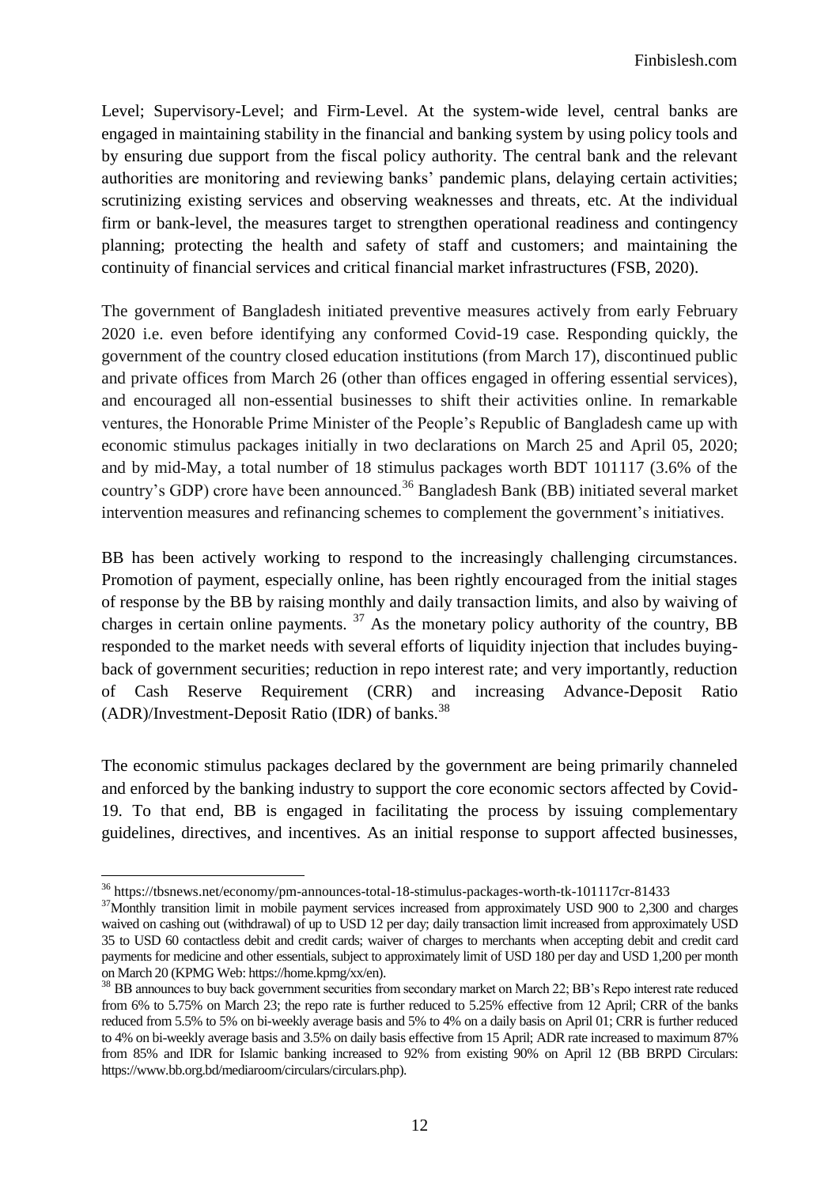Level; Supervisory-Level; and Firm-Level. At the system-wide level, central banks are engaged in maintaining stability in the financial and banking system by using policy tools and by ensuring due support from the fiscal policy authority. The central bank and the relevant authorities are monitoring and reviewing banks' pandemic plans, delaying certain activities; scrutinizing existing services and observing weaknesses and threats, etc. At the individual firm or bank-level, the measures target to strengthen operational readiness and contingency planning; protecting the health and safety of staff and customers; and maintaining the continuity of financial services and critical financial market infrastructures (FSB, 2020).

The government of Bangladesh initiated preventive measures actively from early February 2020 i.e. even before identifying any conformed Covid-19 case. Responding quickly, the government of the country closed education institutions (from March 17), discontinued public and private offices from March 26 (other than offices engaged in offering essential services), and encouraged all non-essential businesses to shift their activities online. In remarkable ventures, the Honorable Prime Minister of the People's Republic of Bangladesh came up with economic stimulus packages initially in two declarations on March 25 and April 05, 2020; and by mid-May, a total number of 18 stimulus packages worth BDT 101117 (3.6% of the country's GDP) crore have been announced.[36] Bangladesh Bank (BB) initiated several market intervention measures and refinancing schemes to complement the government's initiatives.

BB has been actively working to respond to the increasingly challenging circumstances. Promotion of payment, especially online, has been rightly encouraged from the initial stages of response by the BB by raising monthly and daily transaction limits, and also by waiving of charges in certain online payments. [37] As the monetary policy authority of the country, BB responded to the market needs with several efforts of liquidity injection that includes buying-back of government securities; reduction in repo interest rate; and very importantly, reduction of Cash Reserve Requirement (CRR) and increasing Advance-Deposit Ratio (ADR)/Investment-Deposit Ratio (IDR) of banks.[38]

The economic stimulus packages declared by the government are being primarily channeled and enforced by the banking industry to support the core economic sectors affected by Covid-19. To that end, BB is engaged in facilitating the process by issuing complementary guidelines, directives, and incentives. As an initial response to support affected businesses,

---

[36] https://tbsnews.net/economy/pm-announces-total-18-stimulus-packages-worth-tk-101117cr-81433

[37] Monthly transition limit in mobile payment services increased from approximately USD 900 to 2,300 and charges waived on cashing out (withdrawal) of up to USD 12 per day; daily transaction limit increased from approximately USD 35 to USD 60 contactless debit and credit cards; waiver of charges to merchants when accepting debit and credit card payments for medicine and other essentials, subject to approximately limit of USD 180 per day and USD 1,200 per month on March 20 (KPMG Web: https://home.kpmg/xx/en).

[38] BB announces to buy back government securities from secondary market on March 22; BB's Repo interest rate reduced from 6% to 5.75% on March 23; the repo rate is further reduced to 5.25% effective from 12 April; CRR of the banks reduced from 5.5% to 5% on bi-weekly average basis and 5% to 4% on a daily basis on April 01; CRR is further reduced to 4% on bi-weekly average basis and 3.5% on daily basis effective from 15 April; ADR rate increased to maximum 87% from 85% and IDR for Islamic banking increased to 92% from existing 90% on April 12 (BB BRPD Circulars: https://www.bb.org.bd/mediaroom/circulars/circulars.php).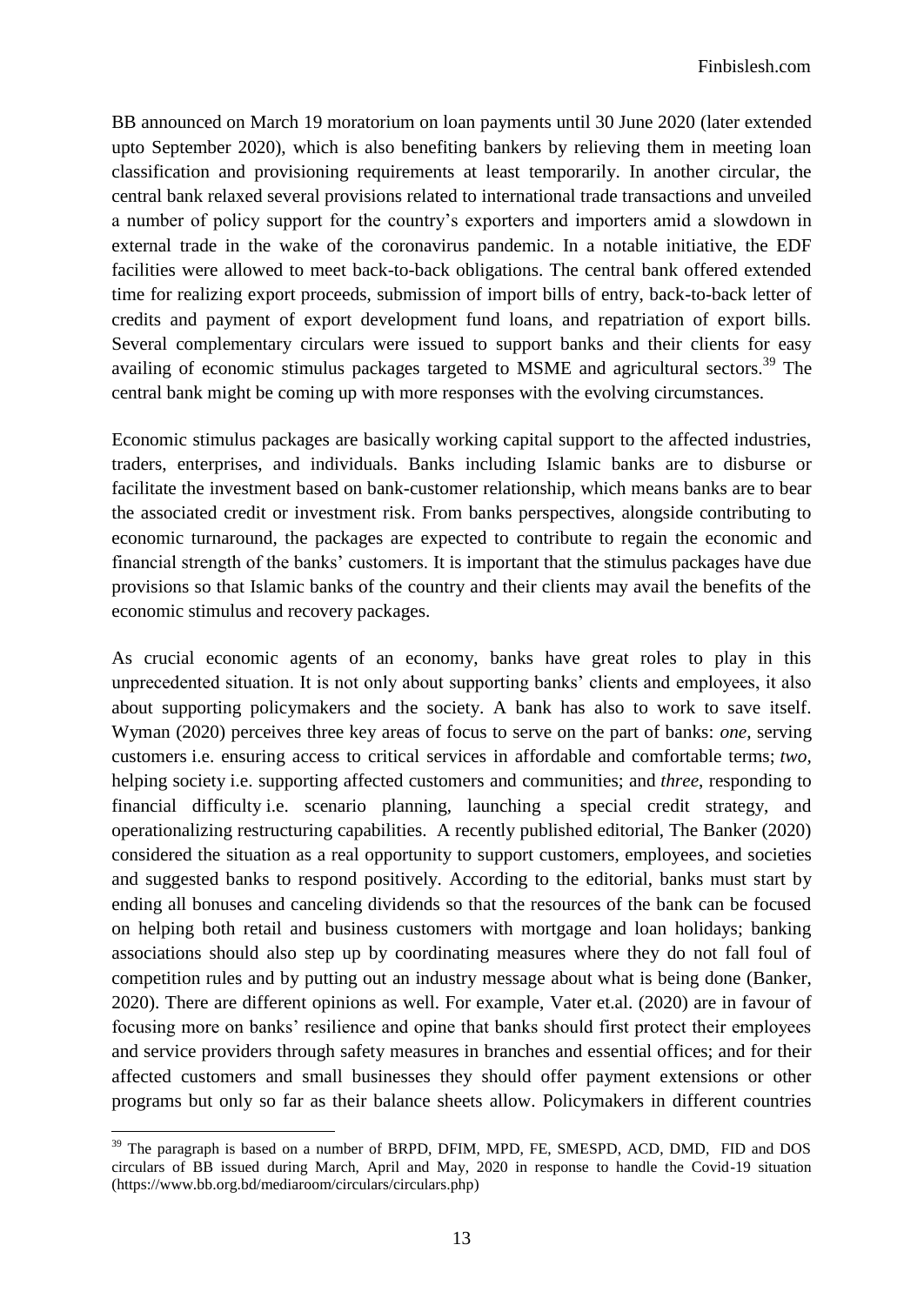BB announced on March 19 moratorium on loan payments until 30 June 2020 (later extended upto September 2020), which is also benefiting bankers by relieving them in meeting loan classification and provisioning requirements at least temporarily. In another circular, the central bank relaxed several provisions related to international trade transactions and unveiled a number of policy support for the country's exporters and importers amid a slowdown in external trade in the wake of the coronavirus pandemic. In a notable initiative, the EDF facilities were allowed to meet back-to-back obligations. The central bank offered extended time for realizing export proceeds, submission of import bills of entry, back-to-back letter of credits and payment of export development fund loans, and repatriation of export bills. Several complementary circulars were issued to support banks and their clients for easy availing of economic stimulus packages targeted to MSME and agricultural sectors.[39] The central bank might be coming up with more responses with the evolving circumstances.

Economic stimulus packages are basically working capital support to the affected industries, traders, enterprises, and individuals. Banks including Islamic banks are to disburse or facilitate the investment based on bank-customer relationship, which means banks are to bear the associated credit or investment risk. From banks perspectives, alongside contributing to economic turnaround, the packages are expected to contribute to regain the economic and financial strength of the banks' customers. It is important that the stimulus packages have due provisions so that Islamic banks of the country and their clients may avail the benefits of the economic stimulus and recovery packages.

As crucial economic agents of an economy, banks have great roles to play in this unprecedented situation. It is not only about supporting banks' clients and employees, it also about supporting policymakers and the society. A bank has also to work to save itself. Wyman (2020) perceives three key areas of focus to serve on the part of banks: *one,* serving customers i.e. ensuring access to critical services in affordable and comfortable terms; *two,* helping society i.e. supporting affected customers and communities; and *three*, responding to financial difficulty i.e. scenario planning, launching a special credit strategy, and operationalizing restructuring capabilities. A recently published editorial, The Banker (2020) considered the situation as a real opportunity to support customers, employees, and societies and suggested banks to respond positively. According to the editorial, banks must start by ending all bonuses and canceling dividends so that the resources of the bank can be focused on helping both retail and business customers with mortgage and loan holidays; banking associations should also step up by coordinating measures where they do not fall foul of competition rules and by putting out an industry message about what is being done (Banker, 2020). There are different opinions as well. For example, Vater et.al. (2020) are in favour of focusing more on banks' resilience and opine that banks should first protect their employees and service providers through safety measures in branches and essential offices; and for their affected customers and small businesses they should offer payment extensions or other programs but only so far as their balance sheets allow. Policymakers in different countries

---

[39] The paragraph is based on a number of BRPD, DFIM, MPD, FE, SMESPD, ACD, DMD, FID and DOS circulars of BB issued during March, April and May, 2020 in response to handle the Covid-19 situation (https://www.bb.org.bd/mediaroom/circulars/circulars.php)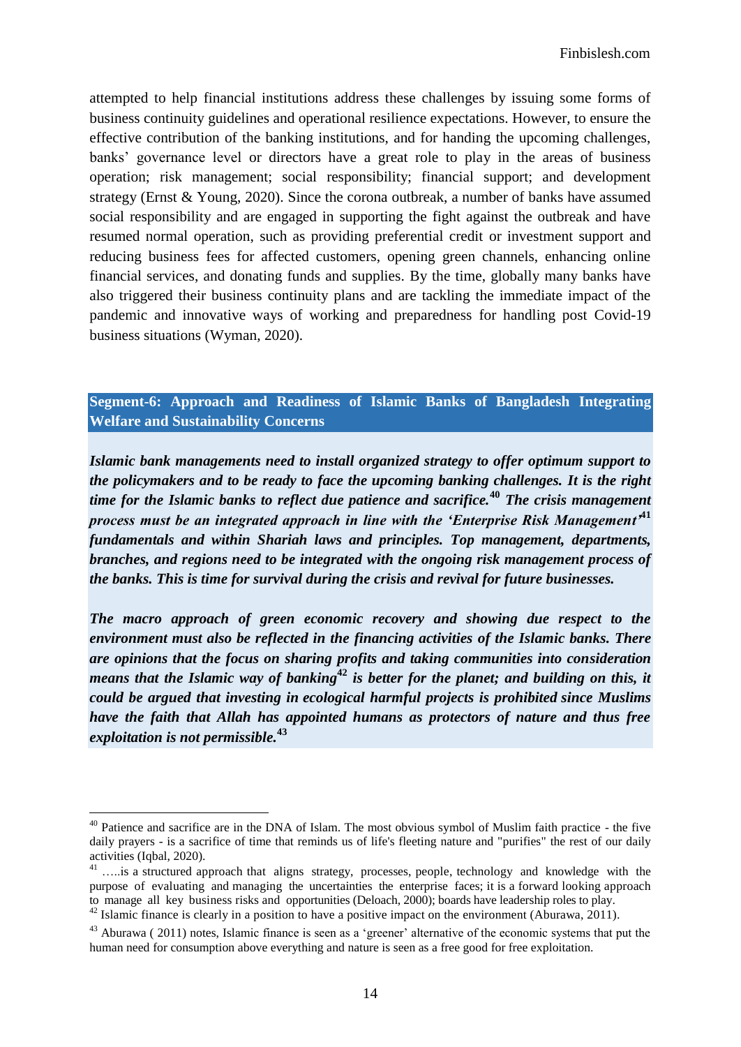attempted to help financial institutions address these challenges by issuing some forms of business continuity guidelines and operational resilience expectations. However, to ensure the effective contribution of the banking institutions, and for handing the upcoming challenges, banks' governance level or directors have a great role to play in the areas of business operation; risk management; social responsibility; financial support; and development strategy (Ernst & Young, 2020). Since the corona outbreak, a number of banks have assumed social responsibility and are engaged in supporting the fight against the outbreak and have resumed normal operation, such as providing preferential credit or investment support and reducing business fees for affected customers, opening green channels, enhancing online financial services, and donating funds and supplies. By the time, globally many banks have also triggered their business continuity plans and are tackling the immediate impact of the pandemic and innovative ways of working and preparedness for handling post Covid-19 business situations (Wyman, 2020).

## Segment-6: Approach and Readiness of Islamic Banks of Bangladesh Integrating Welfare and Sustainability Concerns

***Islamic bank managements need to install organized strategy to offer optimum support to the policymakers and to be ready to face the upcoming banking challenges. It is the right time for the Islamic banks to reflect due patience and sacrifice.[40] The crisis management process must be an integrated approach in line with the 'Enterprise Risk Management'[41] fundamentals and within Shariah laws and principles. Top management, departments, branches, and regions need to be integrated with the ongoing risk management process of the banks. This is time for survival during the crisis and revival for future businesses.***

***The macro approach of green economic recovery and showing due respect to the environment must also be reflected in the financing activities of the Islamic banks. There are opinions that the focus on sharing profits and taking communities into consideration means that the Islamic way of banking[42] is better for the planet; and building on this, it could be argued that investing in ecological harmful projects is prohibited since Muslims have the faith that Allah has appointed humans as protectors of nature and thus free exploitation is not permissible.[43]***

---

[40] Patience and sacrifice are in the DNA of Islam. The most obvious symbol of Muslim faith practice - the five daily prayers - is a sacrifice of time that reminds us of life's fleeting nature and "purifies" the rest of our daily activities (Iqbal, 2020).

[41] …..is a structured approach that aligns strategy, processes, people, technology and knowledge with the purpose of evaluating and managing the uncertainties the enterprise faces; it is a forward looking approach to manage all key business risks and opportunities (Deloach, 2000); boards have leadership roles to play.

[42] Islamic finance is clearly in a position to have a positive impact on the environment (Aburawa, 2011).

[43] Aburawa ( 2011) notes, Islamic finance is seen as a 'greener' alternative of the economic systems that put the human need for consumption above everything and nature is seen as a free good for free exploitation.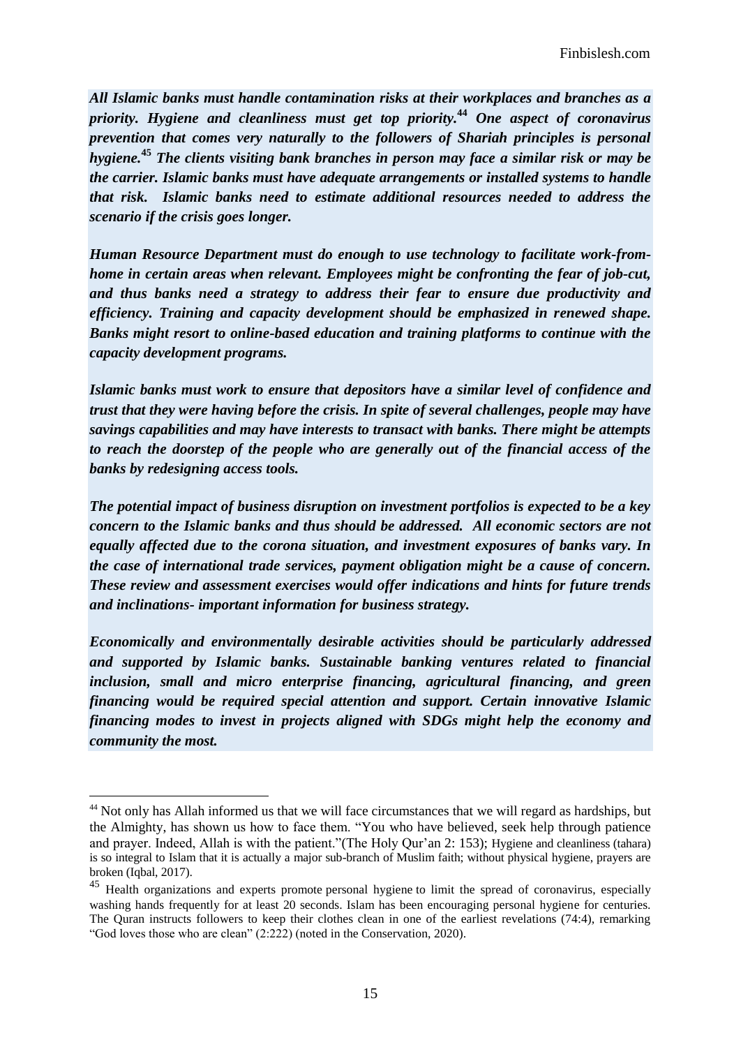***All Islamic banks must handle contamination risks at their workplaces and branches as a priority. Hygiene and cleanliness must get top priority.[44] One aspect of coronavirus prevention that comes very naturally to the followers of Shariah principles is personal hygiene.[45] The clients visiting bank branches in person may face a similar risk or may be the carrier. Islamic banks must have adequate arrangements or installed systems to handle that risk. Islamic banks need to estimate additional resources needed to address the scenario if the crisis goes longer.***

***Human Resource Department must do enough to use technology to facilitate work-from-home in certain areas when relevant. Employees might be confronting the fear of job-cut, and thus banks need a strategy to address their fear to ensure due productivity and efficiency. Training and capacity development should be emphasized in renewed shape. Banks might resort to online-based education and training platforms to continue with the capacity development programs.***

***Islamic banks must work to ensure that depositors have a similar level of confidence and trust that they were having before the crisis. In spite of several challenges, people may have savings capabilities and may have interests to transact with banks. There might be attempts to reach the doorstep of the people who are generally out of the financial access of the banks by redesigning access tools.***

***The potential impact of business disruption on investment portfolios is expected to be a key concern to the Islamic banks and thus should be addressed. All economic sectors are not equally affected due to the corona situation, and investment exposures of banks vary. In the case of international trade services, payment obligation might be a cause of concern. These review and assessment exercises would offer indications and hints for future trends and inclinations- important information for business strategy.***

***Economically and environmentally desirable activities should be particularly addressed and supported by Islamic banks. Sustainable banking ventures related to financial inclusion, small and micro enterprise financing, agricultural financing, and green financing would be required special attention and support. Certain innovative Islamic financing modes to invest in projects aligned with SDGs might help the economy and community the most.***

---

[44] Not only has Allah informed us that we will face circumstances that we will regard as hardships, but the Almighty, has shown us how to face them. "You who have believed, seek help through patience and prayer. Indeed, Allah is with the patient."(The Holy Qur'an 2: 153); Hygiene and cleanliness (tahara) is so integral to Islam that it is actually a major sub-branch of Muslim faith; without physical hygiene, prayers are broken (Iqbal, 2017).

[45] Health organizations and experts promote personal hygiene to limit the spread of coronavirus, especially washing hands frequently for at least 20 seconds. Islam has been encouraging personal hygiene for centuries. The Quran instructs followers to keep their clothes clean in one of the earliest revelations (74:4), remarking "God loves those who are clean" (2:222) (noted in the Conservation, 2020).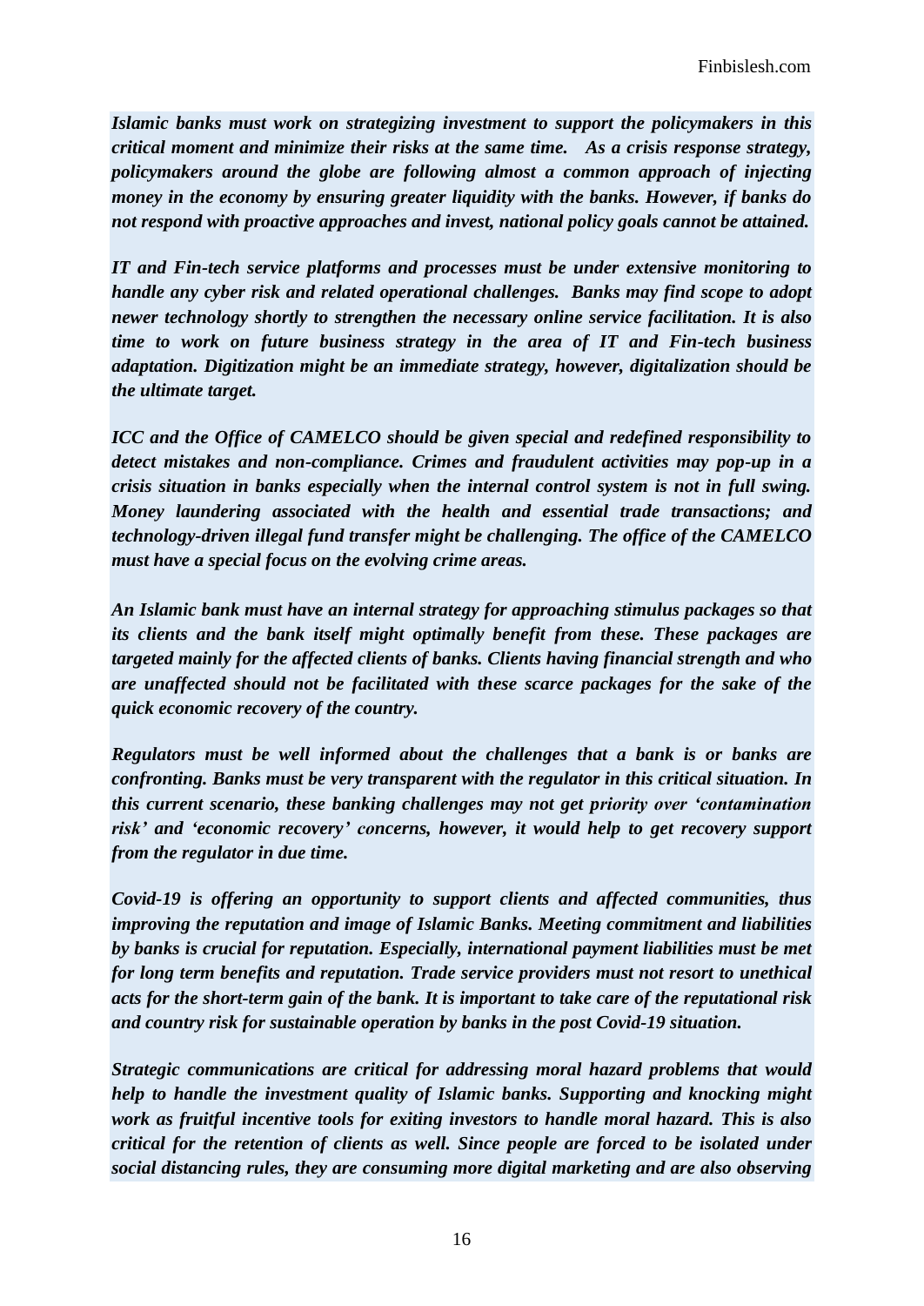***Islamic banks must work on strategizing investment to support the policymakers in this critical moment and minimize their risks at the same time. As a crisis response strategy, policymakers around the globe are following almost a common approach of injecting money in the economy by ensuring greater liquidity with the banks. However, if banks do not respond with proactive approaches and invest, national policy goals cannot be attained.***

***IT and Fin-tech service platforms and processes must be under extensive monitoring to handle any cyber risk and related operational challenges. Banks may find scope to adopt newer technology shortly to strengthen the necessary online service facilitation. It is also time to work on future business strategy in the area of IT and Fin-tech business adaptation. Digitization might be an immediate strategy, however, digitalization should be the ultimate target.***

***ICC and the Office of CAMELCO should be given special and redefined responsibility to detect mistakes and non-compliance. Crimes and fraudulent activities may pop-up in a crisis situation in banks especially when the internal control system is not in full swing. Money laundering associated with the health and essential trade transactions; and technology-driven illegal fund transfer might be challenging. The office of the CAMELCO must have a special focus on the evolving crime areas.***

***An Islamic bank must have an internal strategy for approaching stimulus packages so that its clients and the bank itself might optimally benefit from these. These packages are targeted mainly for the affected clients of banks. Clients having financial strength and who are unaffected should not be facilitated with these scarce packages for the sake of the quick economic recovery of the country.***

***Regulators must be well informed about the challenges that a bank is or banks are confronting. Banks must be very transparent with the regulator in this critical situation. In this current scenario, these banking challenges may not get priority over 'contamination risk' and 'economic recovery' concerns, however, it would help to get recovery support from the regulator in due time.***

***Covid-19 is offering an opportunity to support clients and affected communities, thus improving the reputation and image of Islamic Banks. Meeting commitment and liabilities by banks is crucial for reputation. Especially, international payment liabilities must be met for long term benefits and reputation. Trade service providers must not resort to unethical acts for the short-term gain of the bank. It is important to take care of the reputational risk and country risk for sustainable operation by banks in the post Covid-19 situation.***

***Strategic communications are critical for addressing moral hazard problems that would help to handle the investment quality of Islamic banks. Supporting and knocking might work as fruitful incentive tools for exiting investors to handle moral hazard. This is also critical for the retention of clients as well. Since people are forced to be isolated under social distancing rules, they are consuming more digital marketing and are also observing***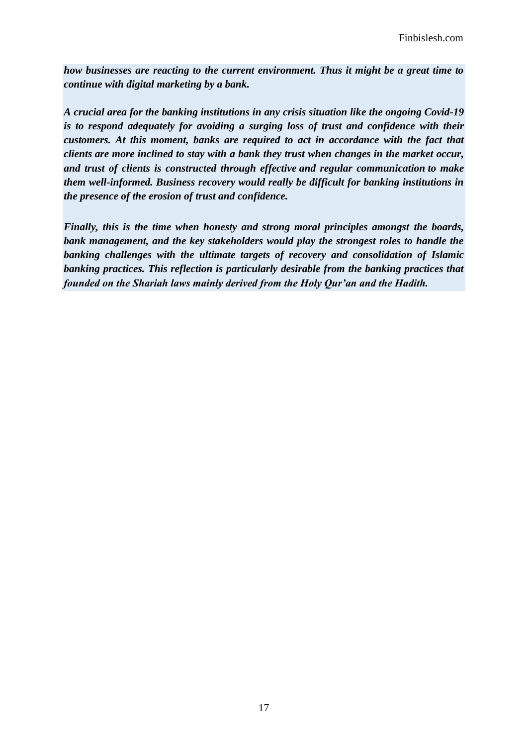***how businesses are reacting to the current environment. Thus it might be a great time to continue with digital marketing by a bank.***

***A crucial area for the banking institutions in any crisis situation like the ongoing Covid-19 is to respond adequately for avoiding a surging loss of trust and confidence with their customers. At this moment, banks are required to act in accordance with the fact that clients are more inclined to stay with a bank they trust when changes in the market occur, and trust of clients is constructed through effective and regular communication to make them well-informed. Business recovery would really be difficult for banking institutions in the presence of the erosion of trust and confidence.***

***Finally, this is the time when honesty and strong moral principles amongst the boards, bank management, and the key stakeholders would play the strongest roles to handle the banking challenges with the ultimate targets of recovery and consolidation of Islamic banking practices. This reflection is particularly desirable from the banking practices that founded on the Shariah laws mainly derived from the Holy Qur'an and the Hadith.***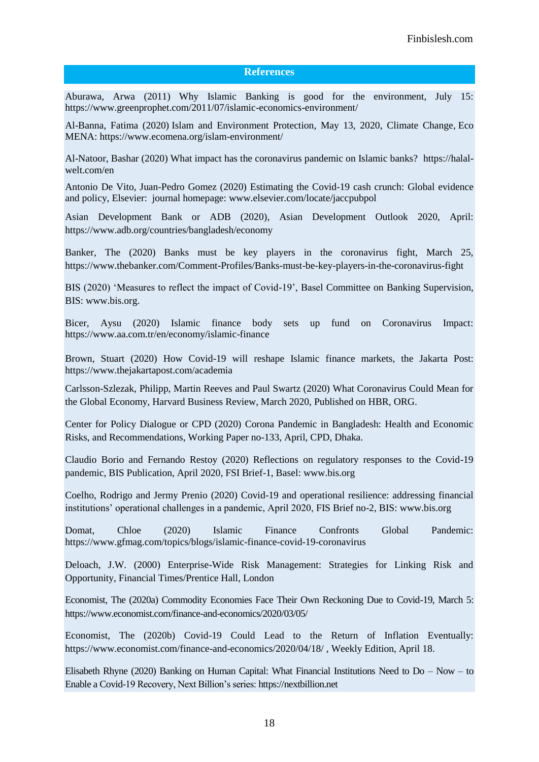## References

Aburawa, Arwa (2011) Why Islamic Banking is good for the environment, July 15: https://www.greenprophet.com/2011/07/islamic-economics-environment/

Al-Banna, Fatima (2020) Islam and Environment Protection, May 13, 2020, Climate Change, Eco MENA: https://www.ecomena.org/islam-environment/

Al-Natoor, Bashar (2020) What impact has the coronavirus pandemic on Islamic banks? https://halal-welt.com/en

Antonio De Vito, Juan-Pedro Gomez (2020) Estimating the Covid-19 cash crunch: Global evidence and policy, Elsevier: journal homepage: www.elsevier.com/locate/jaccpubpol

Asian Development Bank or ADB (2020), Asian Development Outlook 2020, April: https://www.adb.org/countries/bangladesh/economy

Banker, The (2020) Banks must be key players in the coronavirus fight, March 25, https://www.thebanker.com/Comment-Profiles/Banks-must-be-key-players-in-the-coronavirus-fight

BIS (2020) 'Measures to reflect the impact of Covid-19', Basel Committee on Banking Supervision, BIS: www.bis.org.

Bicer, Aysu (2020) Islamic finance body sets up fund on Coronavirus Impact: https://www.aa.com.tr/en/economy/islamic-finance

Brown, Stuart (2020) How Covid-19 will reshape Islamic finance markets, the Jakarta Post: https://www.thejakartapost.com/academia

Carlsson-Szlezak, Philipp, Martin Reeves and Paul Swartz (2020) What Coronavirus Could Mean for the Global Economy, Harvard Business Review, March 2020, Published on HBR, ORG.

Center for Policy Dialogue or CPD (2020) Corona Pandemic in Bangladesh: Health and Economic Risks, and Recommendations, Working Paper no-133, April, CPD, Dhaka.

Claudio Borio and Fernando Restoy (2020) Reflections on regulatory responses to the Covid-19 pandemic, BIS Publication, April 2020, FSI Brief-1, Basel: www.bis.org

Coelho, Rodrigo and Jermy Prenio (2020) Covid-19 and operational resilience: addressing financial institutions' operational challenges in a pandemic, April 2020, FIS Brief no-2, BIS: www.bis.org

Domat, Chloe (2020) Islamic Finance Confronts Global Pandemic: https://www.gfmag.com/topics/blogs/islamic-finance-covid-19-coronavirus

Deloach, J.W. (2000) Enterprise-Wide Risk Management: Strategies for Linking Risk and Opportunity, Financial Times/Prentice Hall, London

Economist, The (2020a) Commodity Economies Face Their Own Reckoning Due to Covid-19, March 5: https://www.economist.com/finance-and-economics/2020/03/05/

Economist, The (2020b) Covid-19 Could Lead to the Return of Inflation Eventually: https://www.economist.com/finance-and-economics/2020/04/18/ , Weekly Edition, April 18.

Elisabeth Rhyne (2020) Banking on Human Capital: What Financial Institutions Need to Do – Now – to Enable a Covid-19 Recovery, Next Billion's series: https://nextbillion.net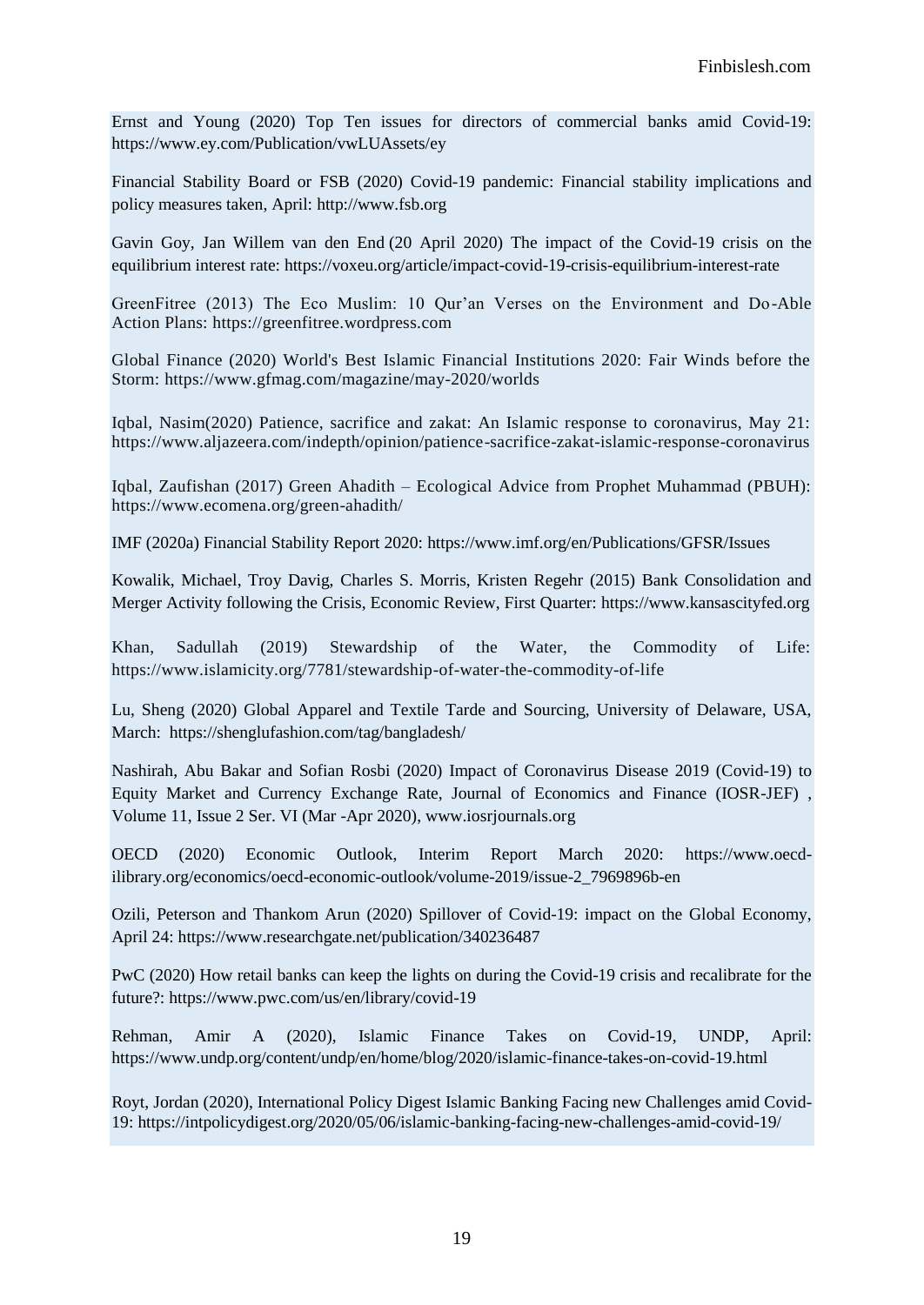Ernst and Young (2020) Top Ten issues for directors of commercial banks amid Covid-19: https://www.ey.com/Publication/vwLUAssets/ey

Financial Stability Board or FSB (2020) Covid-19 pandemic: Financial stability implications and policy measures taken, April: http://www.fsb.org

Gavin Goy, Jan Willem van den End (20 April 2020) The impact of the Covid-19 crisis on the equilibrium interest rate: https://voxeu.org/article/impact-covid-19-crisis-equilibrium-interest-rate

GreenFitree (2013) The Eco Muslim: 10 Qur'an Verses on the Environment and Do-Able Action Plans: https://greenfitree.wordpress.com

Global Finance (2020) World's Best Islamic Financial Institutions 2020: Fair Winds before the Storm: https://www.gfmag.com/magazine/may-2020/worlds

Iqbal, Nasim(2020) Patience, sacrifice and zakat: An Islamic response to coronavirus, May 21: https://www.aljazeera.com/indepth/opinion/patience-sacrifice-zakat-islamic-response-coronavirus

Iqbal, Zaufishan (2017) Green Ahadith – Ecological Advice from Prophet Muhammad (PBUH): https://www.ecomena.org/green-ahadith/

IMF (2020a) Financial Stability Report 2020: https://www.imf.org/en/Publications/GFSR/Issues

Kowalik, Michael, Troy Davig, Charles S. Morris, Kristen Regehr (2015) Bank Consolidation and Merger Activity following the Crisis, Economic Review, First Quarter: https://www.kansascityfed.org

Khan, Sadullah (2019) Stewardship of the Water, the Commodity of Life: https://www.islamicity.org/7781/stewardship-of-water-the-commodity-of-life

Lu, Sheng (2020) Global Apparel and Textile Tarde and Sourcing, University of Delaware, USA, March: https://shenglufashion.com/tag/bangladesh/

Nashirah, Abu Bakar and Sofian Rosbi (2020) Impact of Coronavirus Disease 2019 (Covid-19) to Equity Market and Currency Exchange Rate, Journal of Economics and Finance (IOSR-JEF) , Volume 11, Issue 2 Ser. VI (Mar -Apr 2020), www.iosrjournals.org

OECD (2020) Economic Outlook, Interim Report March 2020: https://www.oecd-ilibrary.org/economics/oecd-economic-outlook/volume-2019/issue-2_7969896b-en

Ozili, Peterson and Thankom Arun (2020) Spillover of Covid-19: impact on the Global Economy, April 24: https://www.researchgate.net/publication/340236487

PwC (2020) How retail banks can keep the lights on during the Covid-19 crisis and recalibrate for the future?: https://www.pwc.com/us/en/library/covid-19

Rehman, Amir A (2020), Islamic Finance Takes on Covid-19, UNDP, April: https://www.undp.org/content/undp/en/home/blog/2020/islamic-finance-takes-on-covid-19.html

Royt, Jordan (2020), International Policy Digest Islamic Banking Facing new Challenges amid Covid-19: https://intpolicydigest.org/2020/05/06/islamic-banking-facing-new-challenges-amid-covid-19/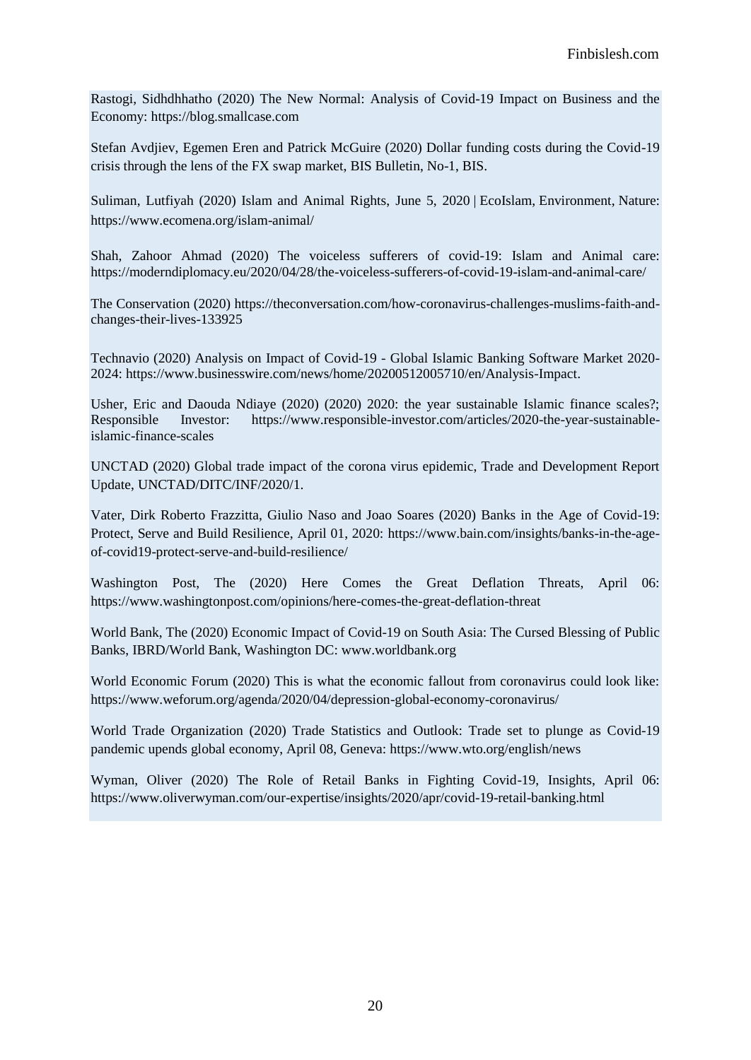Rastogi, Sidhdhhatho (2020) The New Normal: Analysis of Covid-19 Impact on Business and the Economy: https://blog.smallcase.com

Stefan Avdjiev, Egemen Eren and Patrick McGuire (2020) Dollar funding costs during the Covid-19 crisis through the lens of the FX swap market, BIS Bulletin, No-1, BIS.

Suliman, Lutfiyah (2020) Islam and Animal Rights, June 5, 2020 | EcoIslam, Environment, Nature: https://www.ecomena.org/islam-animal/

Shah, Zahoor Ahmad (2020) The voiceless sufferers of covid-19: Islam and Animal care: https://moderndiplomacy.eu/2020/04/28/the-voiceless-sufferers-of-covid-19-islam-and-animal-care/

The Conservation (2020) https://theconversation.com/how-coronavirus-challenges-muslims-faith-and-changes-their-lives-133925

Technavio (2020) Analysis on Impact of Covid-19 - Global Islamic Banking Software Market 2020-2024: https://www.businesswire.com/news/home/20200512005710/en/Analysis-Impact.

Usher, Eric and Daouda Ndiaye (2020) (2020) 2020: the year sustainable Islamic finance scales?; Responsible Investor: https://www.responsible-investor.com/articles/2020-the-year-sustainable-islamic-finance-scales

UNCTAD (2020) Global trade impact of the corona virus epidemic, Trade and Development Report Update, UNCTAD/DITC/INF/2020/1.

Vater, Dirk Roberto Frazzitta, Giulio Naso and Joao Soares (2020) Banks in the Age of Covid-19: Protect, Serve and Build Resilience, April 01, 2020: https://www.bain.com/insights/banks-in-the-age-of-covid19-protect-serve-and-build-resilience/

Washington Post, The (2020) Here Comes the Great Deflation Threats, April 06: https://www.washingtonpost.com/opinions/here-comes-the-great-deflation-threat

World Bank, The (2020) Economic Impact of Covid-19 on South Asia: The Cursed Blessing of Public Banks, IBRD/World Bank, Washington DC: www.worldbank.org

World Economic Forum (2020) This is what the economic fallout from coronavirus could look like: https://www.weforum.org/agenda/2020/04/depression-global-economy-coronavirus/

World Trade Organization (2020) Trade Statistics and Outlook: Trade set to plunge as Covid-19 pandemic upends global economy, April 08, Geneva: https://www.wto.org/english/news

Wyman, Oliver (2020) The Role of Retail Banks in Fighting Covid-19, Insights, April 06: https://www.oliverwyman.com/our-expertise/insights/2020/apr/covid-19-retail-banking.html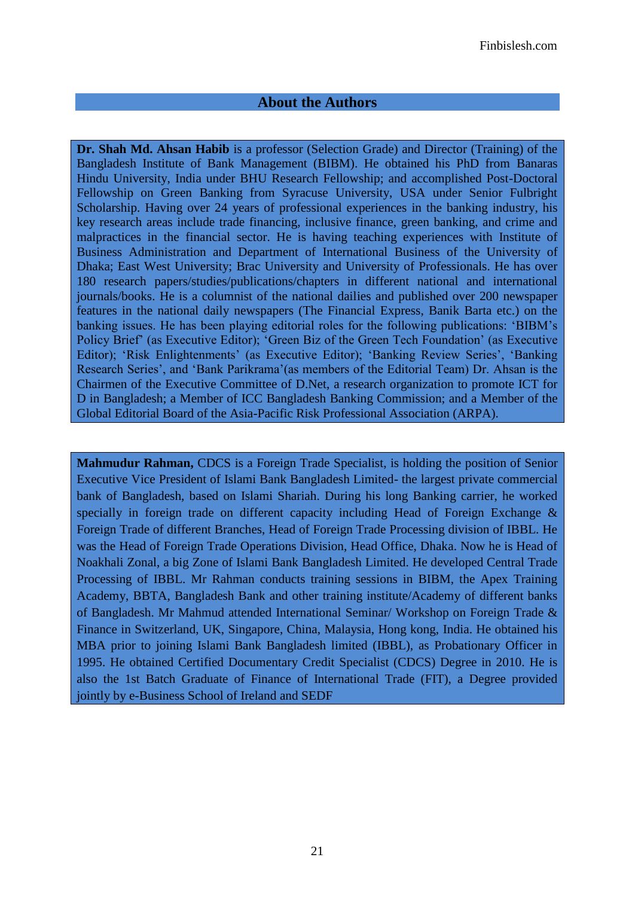## About the Authors

**Dr. Shah Md. Ahsan Habib** is a professor (Selection Grade) and Director (Training) of the Bangladesh Institute of Bank Management (BIBM). He obtained his PhD from Banaras Hindu University, India under BHU Research Fellowship; and accomplished Post-Doctoral Fellowship on Green Banking from Syracuse University, USA under Senior Fulbright Scholarship. Having over 24 years of professional experiences in the banking industry, his key research areas include trade financing, inclusive finance, green banking, and crime and malpractices in the financial sector. He is having teaching experiences with Institute of Business Administration and Department of International Business of the University of Dhaka; East West University; Brac University and University of Professionals. He has over 180 research papers/studies/publications/chapters in different national and international journals/books. He is a columnist of the national dailies and published over 200 newspaper features in the national daily newspapers (The Financial Express, Banik Barta etc.) on the banking issues. He has been playing editorial roles for the following publications: 'BIBM's Policy Brief' (as Executive Editor); 'Green Biz of the Green Tech Foundation' (as Executive Editor); 'Risk Enlightenments' (as Executive Editor); 'Banking Review Series', 'Banking Research Series', and 'Bank Parikrama'(as members of the Editorial Team) Dr. Ahsan is the Chairmen of the Executive Committee of D.Net, a research organization to promote ICT for D in Bangladesh; a Member of ICC Bangladesh Banking Commission; and a Member of the Global Editorial Board of the Asia-Pacific Risk Professional Association (ARPA).

**Mahmudur Rahman,** CDCS is a Foreign Trade Specialist, is holding the position of Senior Executive Vice President of Islami Bank Bangladesh Limited- the largest private commercial bank of Bangladesh, based on Islami Shariah. During his long Banking carrier, he worked specially in foreign trade on different capacity including Head of Foreign Exchange & Foreign Trade of different Branches, Head of Foreign Trade Processing division of IBBL. He was the Head of Foreign Trade Operations Division, Head Office, Dhaka. Now he is Head of Noakhali Zonal, a big Zone of Islami Bank Bangladesh Limited. He developed Central Trade Processing of IBBL. Mr Rahman conducts training sessions in BIBM, the Apex Training Academy, BBTA, Bangladesh Bank and other training institute/Academy of different banks of Bangladesh. Mr Mahmud attended International Seminar/ Workshop on Foreign Trade & Finance in Switzerland, UK, Singapore, China, Malaysia, Hong kong, India. He obtained his MBA prior to joining Islami Bank Bangladesh limited (IBBL), as Probationary Officer in 1995. He obtained Certified Documentary Credit Specialist (CDCS) Degree in 2010. He is also the 1st Batch Graduate of Finance of International Trade (FIT), a Degree provided jointly by e-Business School of Ireland and SEDF